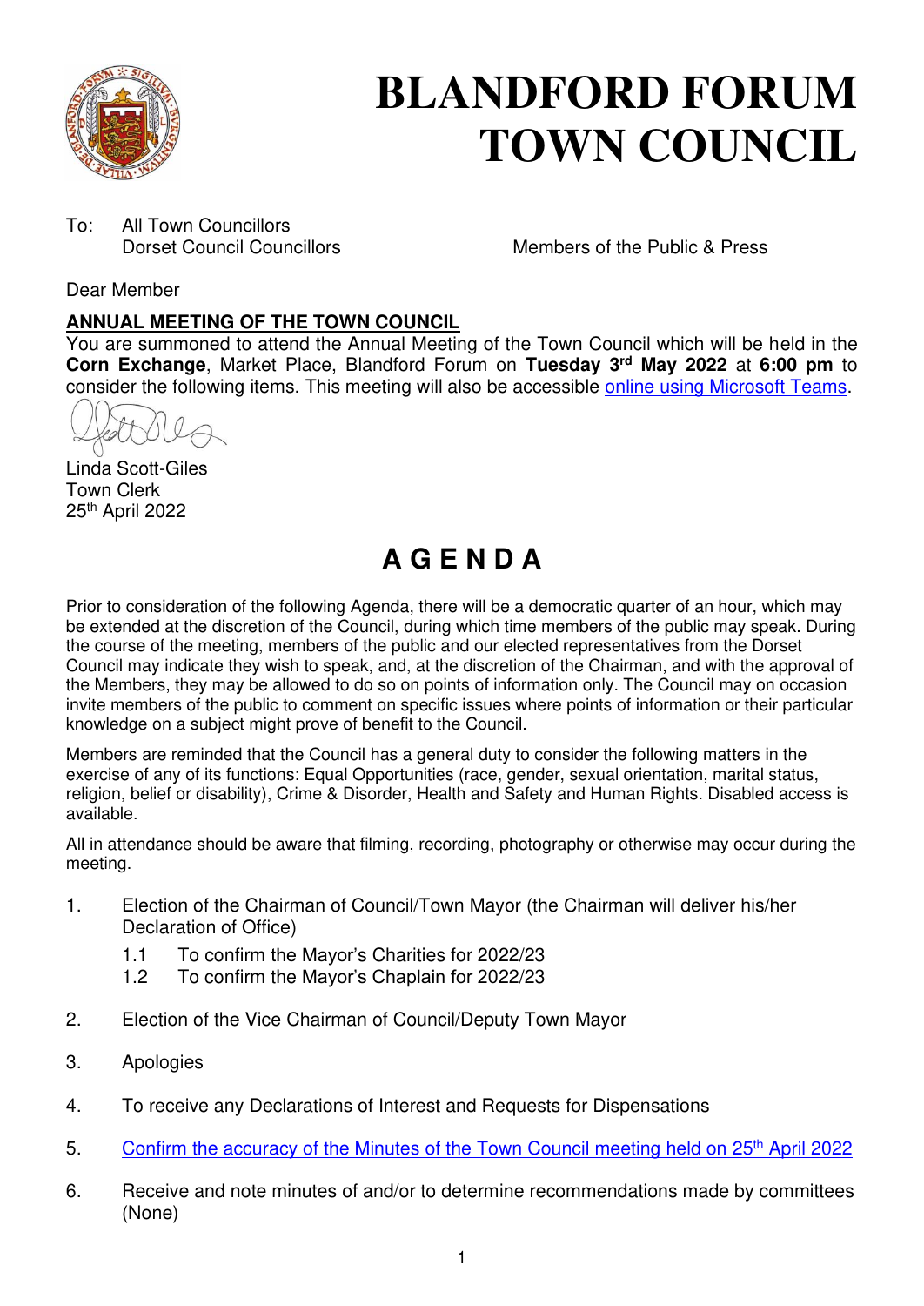# BLANDFORD FORUM TOWN COUNCIL

To: All Town Councillors
Dorset Council Councillors

Members of the Public & Press

Dear Member

**ANNUAL MEETING OF THE TOWN COUNCIL**

You are summoned to attend the Annual Meeting of the Town Council which will be held in the **Corn Exchange**, Market Place, Blandford Forum on **Tuesday 3rd May 2022** at **6:00 pm** to consider the following items. This meeting will also be accessible online using Microsoft Teams.

Linda Scott-Giles
Town Clerk
25th April 2022

# A G E N D A

Prior to consideration of the following Agenda, there will be a democratic quarter of an hour, which may be extended at the discretion of the Council, during which time members of the public may speak. During the course of the meeting, members of the public and our elected representatives from the Dorset Council may indicate they wish to speak, and, at the discretion of the Chairman, and with the approval of the Members, they may be allowed to do so on points of information only. The Council may on occasion invite members of the public to comment on specific issues where points of information or their particular knowledge on a subject might prove of benefit to the Council.

Members are reminded that the Council has a general duty to consider the following matters in the exercise of any of its functions: Equal Opportunities (race, gender, sexual orientation, marital status, religion, belief or disability), Crime & Disorder, Health and Safety and Human Rights. Disabled access is available.

All in attendance should be aware that filming, recording, photography or otherwise may occur during the meeting.

1. Election of the Chairman of Council/Town Mayor (the Chairman will deliver his/her Declaration of Office)
   - 1.1 To confirm the Mayor's Charities for 2022/23
   - 1.2 To confirm the Mayor's Chaplain for 2022/23
2. Election of the Vice Chairman of Council/Deputy Town Mayor
3. Apologies
4. To receive any Declarations of Interest and Requests for Dispensations
5. Confirm the accuracy of the Minutes of the Town Council meeting held on 25th April 2022
6. Receive and note minutes of and/or to determine recommendations made by committees (None)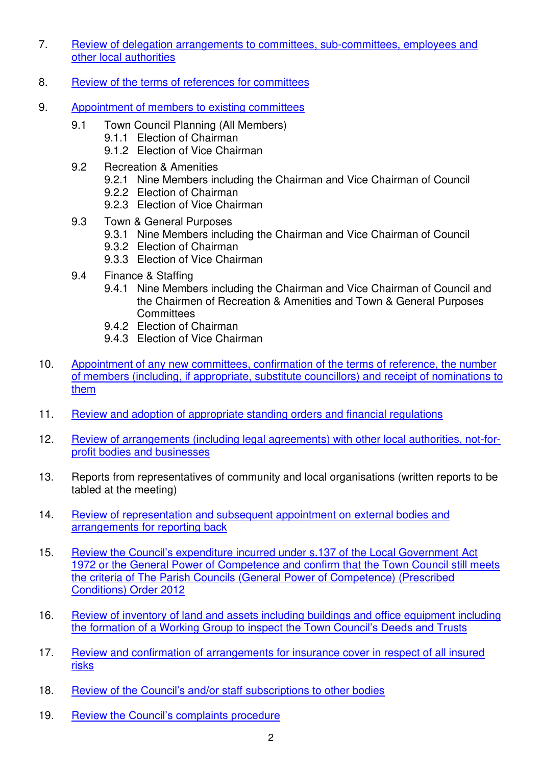7. Review of delegation arrangements to committees, sub-committees, employees and other local authorities

8. Review of the terms of references for committees

9. Appointment of members to existing committees

   9.1 Town Council Planning (All Members)
      - 9.1.1 Election of Chairman
      - 9.1.2 Election of Vice Chairman

   9.2 Recreation & Amenities
      - 9.2.1 Nine Members including the Chairman and Vice Chairman of Council
      - 9.2.2 Election of Chairman
      - 9.2.3 Election of Vice Chairman

   9.3 Town & General Purposes
      - 9.3.1 Nine Members including the Chairman and Vice Chairman of Council
      - 9.3.2 Election of Chairman
      - 9.3.3 Election of Vice Chairman

   9.4 Finance & Staffing
      - 9.4.1 Nine Members including the Chairman and Vice Chairman of Council and the Chairmen of Recreation & Amenities and Town & General Purposes Committees
      - 9.4.2 Election of Chairman
      - 9.4.3 Election of Vice Chairman

10. Appointment of any new committees, confirmation of the terms of reference, the number of members (including, if appropriate, substitute councillors) and receipt of nominations to them

11. Review and adoption of appropriate standing orders and financial regulations

12. Review of arrangements (including legal agreements) with other local authorities, not-for-profit bodies and businesses

13. Reports from representatives of community and local organisations (written reports to be tabled at the meeting)

14. Review of representation and subsequent appointment on external bodies and arrangements for reporting back

15. Review the Council's expenditure incurred under s.137 of the Local Government Act 1972 or the General Power of Competence and confirm that the Town Council still meets the criteria of The Parish Councils (General Power of Competence) (Prescribed Conditions) Order 2012

16. Review of inventory of land and assets including buildings and office equipment including the formation of a Working Group to inspect the Town Council's Deeds and Trusts

17. Review and confirmation of arrangements for insurance cover in respect of all insured risks

18. Review of the Council's and/or staff subscriptions to other bodies

19. Review the Council's complaints procedure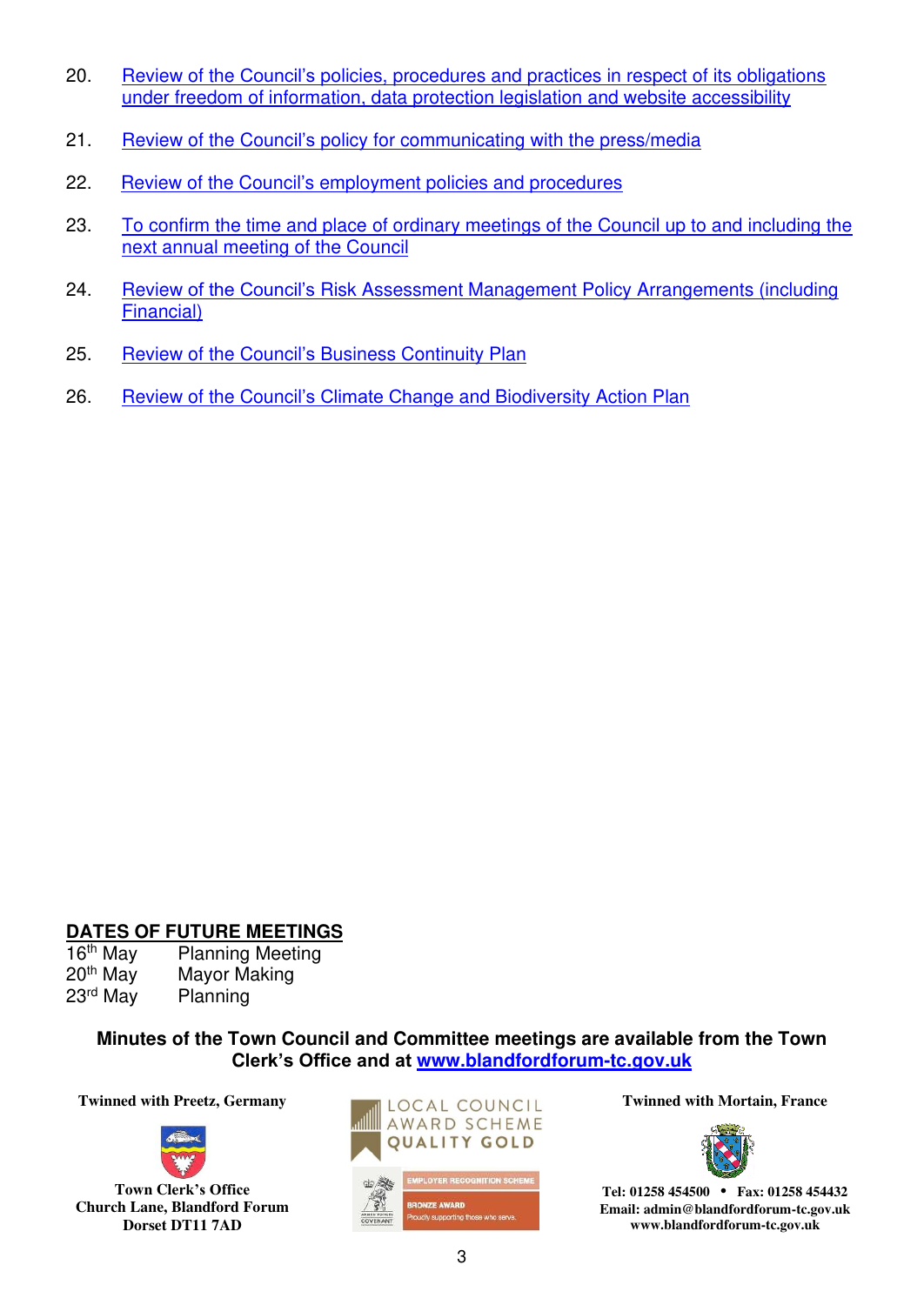20. Review of the Council's policies, procedures and practices in respect of its obligations under freedom of information, data protection legislation and website accessibility

21. Review of the Council's policy for communicating with the press/media

22. Review of the Council's employment policies and procedures

23. To confirm the time and place of ordinary meetings of the Council up to and including the next annual meeting of the Council

24. Review of the Council's Risk Assessment Management Policy Arrangements (including Financial)

25. Review of the Council's Business Continuity Plan

26. Review of the Council's Climate Change and Biodiversity Action Plan

**DATES OF FUTURE MEETINGS**

| | |
|---|---|
| 16th May | Planning Meeting |
| 20th May | Mayor Making |
| 23rd May | Planning |

**Minutes of the Town Council and Committee meetings are available from the Town Clerk's Office and at www.blandfordforum-tc.gov.uk**

**Twinned with Preetz, Germany**

**Town Clerk's Office**
**Church Lane, Blandford Forum**
**Dorset DT11 7AD**

LOCAL COUNCIL AWARD SCHEME QUALITY GOLD

EMPLOYER RECOGNITION SCHEME BRONZE AWARD Proudly supporting those who serve.

**Twinned with Mortain, France**

**Tel: 01258 454500 • Fax: 01258 454432**
**Email: admin@blandfordforum-tc.gov.uk**
**www.blandfordforum-tc.gov.uk**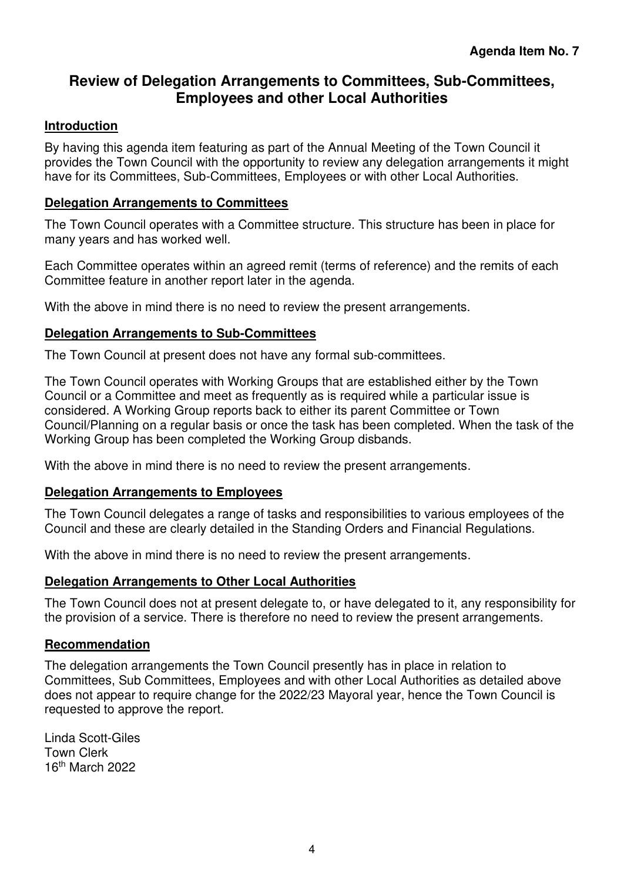**Agenda Item No. 7**

# Review of Delegation Arrangements to Committees, Sub-Committees, Employees and other Local Authorities

## Introduction

By having this agenda item featuring as part of the Annual Meeting of the Town Council it provides the Town Council with the opportunity to review any delegation arrangements it might have for its Committees, Sub-Committees, Employees or with other Local Authorities.

## Delegation Arrangements to Committees

The Town Council operates with a Committee structure. This structure has been in place for many years and has worked well.

Each Committee operates within an agreed remit (terms of reference) and the remits of each Committee feature in another report later in the agenda.

With the above in mind there is no need to review the present arrangements.

## Delegation Arrangements to Sub-Committees

The Town Council at present does not have any formal sub-committees.

The Town Council operates with Working Groups that are established either by the Town Council or a Committee and meet as frequently as is required while a particular issue is considered. A Working Group reports back to either its parent Committee or Town Council/Planning on a regular basis or once the task has been completed. When the task of the Working Group has been completed the Working Group disbands.

With the above in mind there is no need to review the present arrangements.

## Delegation Arrangements to Employees

The Town Council delegates a range of tasks and responsibilities to various employees of the Council and these are clearly detailed in the Standing Orders and Financial Regulations.

With the above in mind there is no need to review the present arrangements.

## Delegation Arrangements to Other Local Authorities

The Town Council does not at present delegate to, or have delegated to it, any responsibility for the provision of a service. There is therefore no need to review the present arrangements.

## Recommendation

The delegation arrangements the Town Council presently has in place in relation to Committees, Sub Committees, Employees and with other Local Authorities as detailed above does not appear to require change for the 2022/23 Mayoral year, hence the Town Council is requested to approve the report.

Linda Scott-Giles
Town Clerk
16th March 2022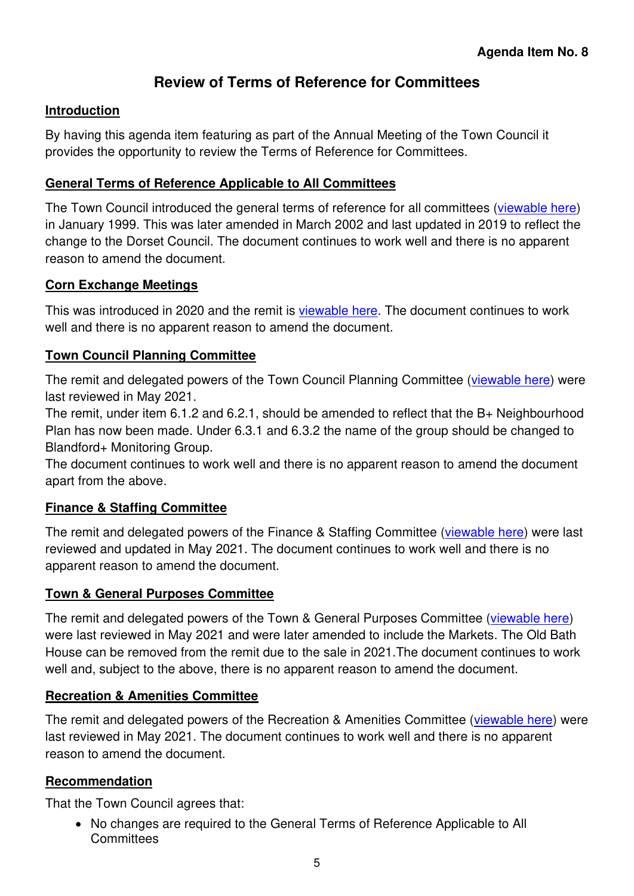**Agenda Item No. 8**

# Review of Terms of Reference for Committees

## Introduction

By having this agenda item featuring as part of the Annual Meeting of the Town Council it provides the opportunity to review the Terms of Reference for Committees.

## General Terms of Reference Applicable to All Committees

The Town Council introduced the general terms of reference for all committees (viewable here) in January 1999. This was later amended in March 2002 and last updated in 2019 to reflect the change to the Dorset Council. The document continues to work well and there is no apparent reason to amend the document.

## Corn Exchange Meetings

This was introduced in 2020 and the remit is viewable here. The document continues to work well and there is no apparent reason to amend the document.

## Town Council Planning Committee

The remit and delegated powers of the Town Council Planning Committee (viewable here) were last reviewed in May 2021.

The remit, under item 6.1.2 and 6.2.1, should be amended to reflect that the B+ Neighbourhood Plan has now been made. Under 6.3.1 and 6.3.2 the name of the group should be changed to Blandford+ Monitoring Group.

The document continues to work well and there is no apparent reason to amend the document apart from the above.

## Finance & Staffing Committee

The remit and delegated powers of the Finance & Staffing Committee (viewable here) were last reviewed and updated in May 2021. The document continues to work well and there is no apparent reason to amend the document.

## Town & General Purposes Committee

The remit and delegated powers of the Town & General Purposes Committee (viewable here) were last reviewed in May 2021 and were later amended to include the Markets. The Old Bath House can be removed from the remit due to the sale in 2021.The document continues to work well and, subject to the above, there is no apparent reason to amend the document.

## Recreation & Amenities Committee

The remit and delegated powers of the Recreation & Amenities Committee (viewable here) were last reviewed in May 2021. The document continues to work well and there is no apparent reason to amend the document.

## Recommendation

That the Town Council agrees that:

- No changes are required to the General Terms of Reference Applicable to All Committees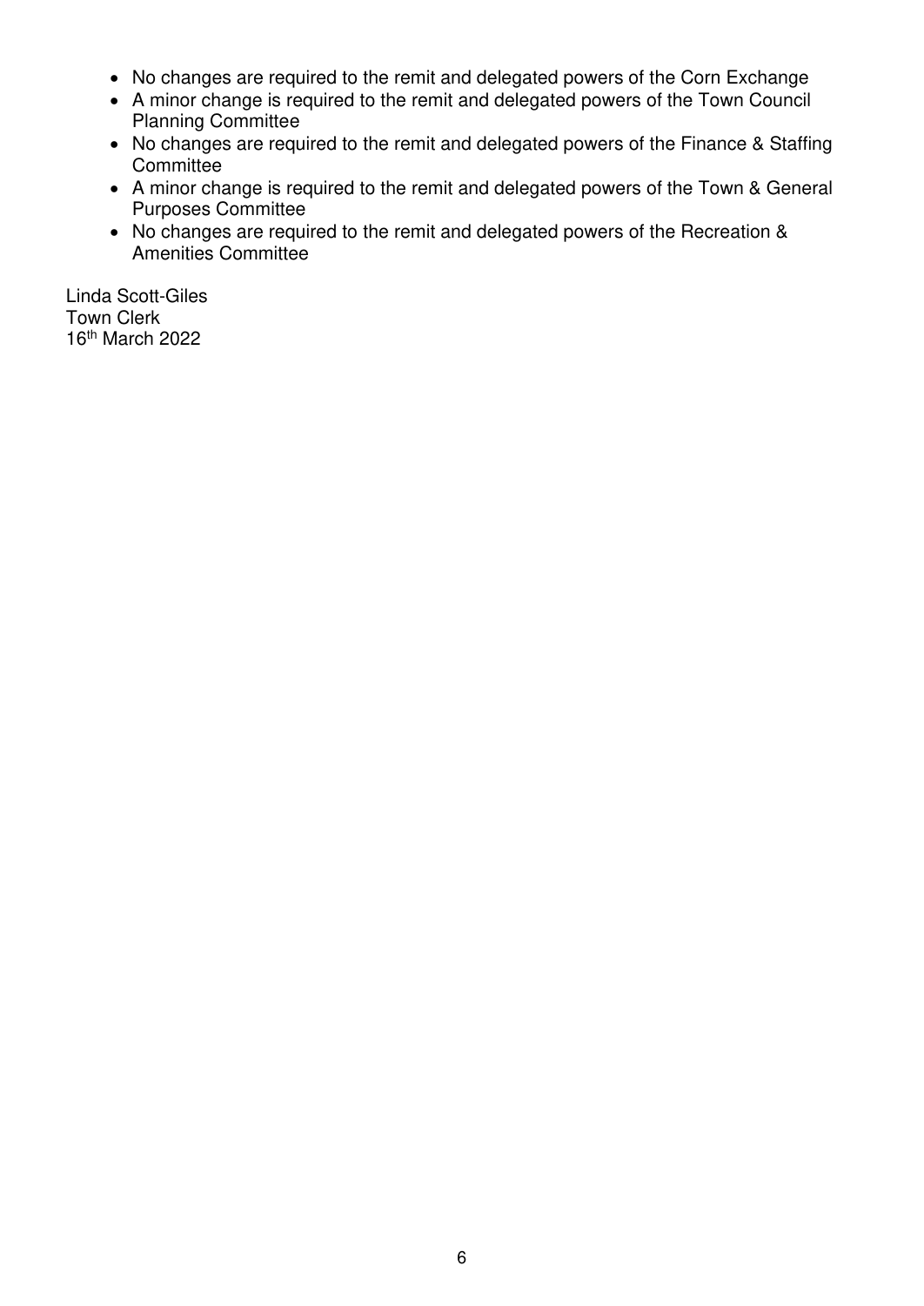- No changes are required to the remit and delegated powers of the Corn Exchange
- A minor change is required to the remit and delegated powers of the Town Council Planning Committee
- No changes are required to the remit and delegated powers of the Finance & Staffing Committee
- A minor change is required to the remit and delegated powers of the Town & General Purposes Committee
- No changes are required to the remit and delegated powers of the Recreation & Amenities Committee

Linda Scott-Giles
Town Clerk
16th March 2022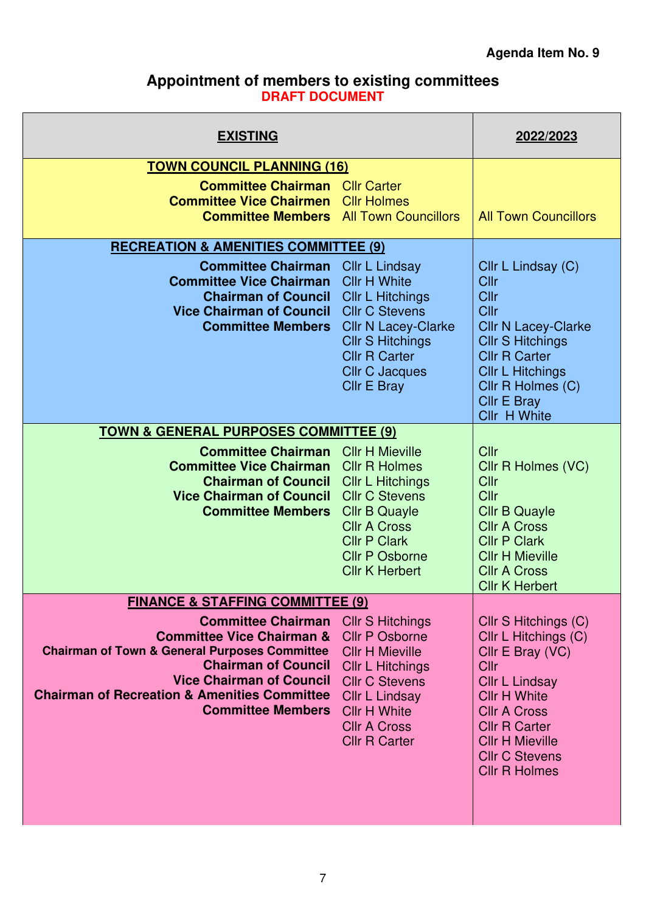Agenda Item No. 9

## Appointment of members to existing committees

**DRAFT DOCUMENT**

| EXISTING | | 2022/2023 |
|---|---|---|
| **TOWN COUNCIL PLANNING (16)** | | |
| **Committee Chairman** | Cllr Carter | |
| **Committee Vice Chairmen** | Cllr Holmes | |
| **Committee Members** | All Town Councillors | All Town Councillors |
| **RECREATION & AMENITIES COMMITTEE (9)** | | |
| **Committee Chairman** | Cllr L Lindsay | Cllr L Lindsay (C) |
| **Committee Vice Chairman** | Cllr H White | Cllr |
| **Chairman of Council** | Cllr L Hitchings | Cllr |
| **Vice Chairman of Council** | Cllr C Stevens | Cllr |
| **Committee Members** | Cllr N Lacey-Clarke | Cllr N Lacey-Clarke |
| | Cllr S Hitchings | Cllr S Hitchings |
| | Cllr R Carter | Cllr R Carter |
| | Cllr C Jacques | Cllr L Hitchings |
| | Cllr E Bray | Cllr R Holmes (C) |
| | | Cllr E Bray |
| | | Cllr H White |
| **TOWN & GENERAL PURPOSES COMMITTEE (9)** | | |
| **Committee Chairman** | Cllr H Mieville | Cllr |
| **Committee Vice Chairman** | Cllr R Holmes | Cllr R Holmes (VC) |
| **Chairman of Council** | Cllr L Hitchings | Cllr |
| **Vice Chairman of Council** | Cllr C Stevens | Cllr |
| **Committee Members** | Cllr B Quayle | Cllr B Quayle |
| | Cllr A Cross | Cllr A Cross |
| | Cllr P Clark | Cllr P Clark |
| | Cllr P Osborne | Cllr H Mieville |
| | Cllr K Herbert | Cllr A Cross |
| | | Cllr K Herbert |
| **FINANCE & STAFFING COMMITTEE (9)** | | |
| **Committee Chairman** | Cllr S Hitchings | Cllr S Hitchings (C) |
| **Committee Vice Chairman &** | Cllr P Osborne | Cllr L Hitchings (C) |
| **Chairman of Town & General Purposes Committee** | Cllr H Mieville | Cllr E Bray (VC) |
| **Chairman of Council** | Cllr L Hitchings | Cllr |
| **Vice Chairman of Council** | Cllr C Stevens | Cllr L Lindsay |
| **Chairman of Recreation & Amenities Committee** | Cllr L Lindsay | Cllr H White |
| **Committee Members** | Cllr H White | Cllr A Cross |
| | Cllr A Cross | Cllr R Carter |
| | Cllr R Carter | Cllr H Mieville |
| | | Cllr C Stevens |
| | | Cllr R Holmes |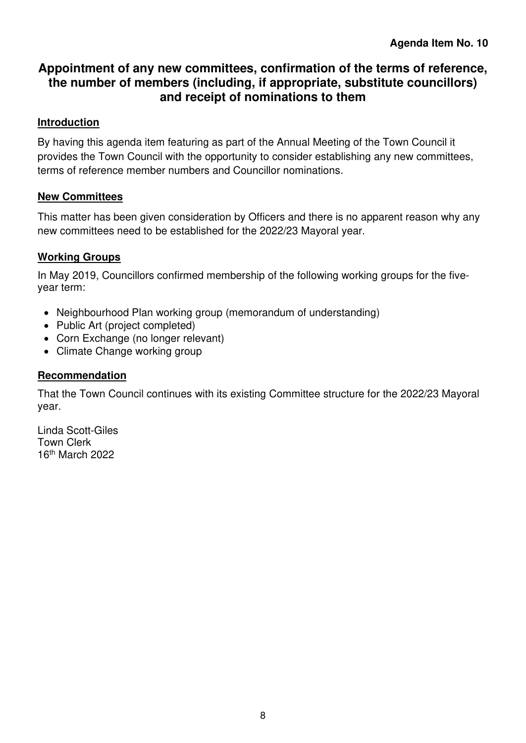**Agenda Item No. 10**

# Appointment of any new committees, confirmation of the terms of reference, the number of members (including, if appropriate, substitute councillors) and receipt of nominations to them

## Introduction

By having this agenda item featuring as part of the Annual Meeting of the Town Council it provides the Town Council with the opportunity to consider establishing any new committees, terms of reference member numbers and Councillor nominations.

## New Committees

This matter has been given consideration by Officers and there is no apparent reason why any new committees need to be established for the 2022/23 Mayoral year.

## Working Groups

In May 2019, Councillors confirmed membership of the following working groups for the five-year term:

- Neighbourhood Plan working group (memorandum of understanding)
- Public Art (project completed)
- Corn Exchange (no longer relevant)
- Climate Change working group

## Recommendation

That the Town Council continues with its existing Committee structure for the 2022/23 Mayoral year.

Linda Scott-Giles
Town Clerk
16th March 2022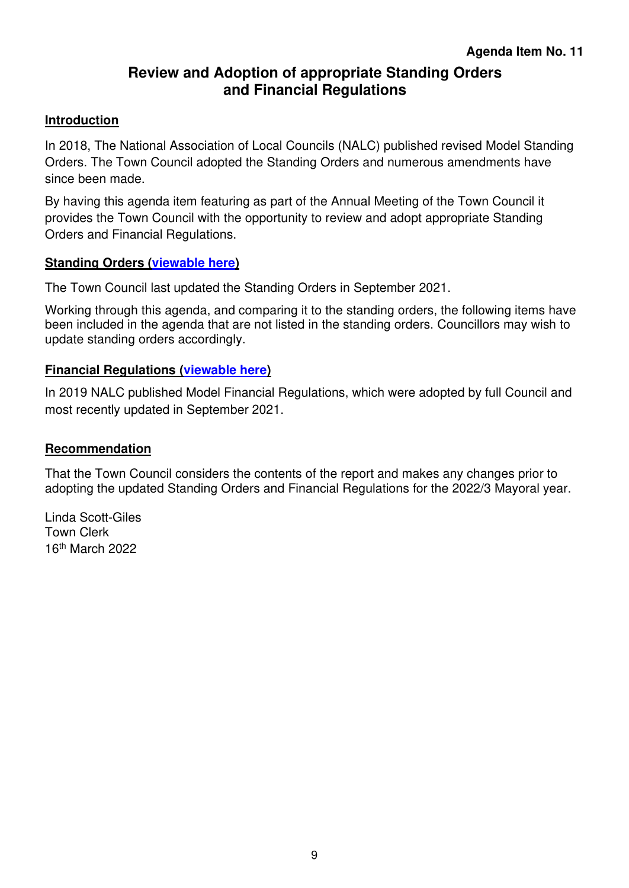**Agenda Item No. 11**

# Review and Adoption of appropriate Standing Orders and Financial Regulations

## Introduction

In 2018, The National Association of Local Councils (NALC) published revised Model Standing Orders. The Town Council adopted the Standing Orders and numerous amendments have since been made.

By having this agenda item featuring as part of the Annual Meeting of the Town Council it provides the Town Council with the opportunity to review and adopt appropriate Standing Orders and Financial Regulations.

## Standing Orders (viewable here)

The Town Council last updated the Standing Orders in September 2021.

Working through this agenda, and comparing it to the standing orders, the following items have been included in the agenda that are not listed in the standing orders. Councillors may wish to update standing orders accordingly.

## Financial Regulations (viewable here)

In 2019 NALC published Model Financial Regulations, which were adopted by full Council and most recently updated in September 2021.

## Recommendation

That the Town Council considers the contents of the report and makes any changes prior to adopting the updated Standing Orders and Financial Regulations for the 2022/3 Mayoral year.

Linda Scott-Giles
Town Clerk
16th March 2022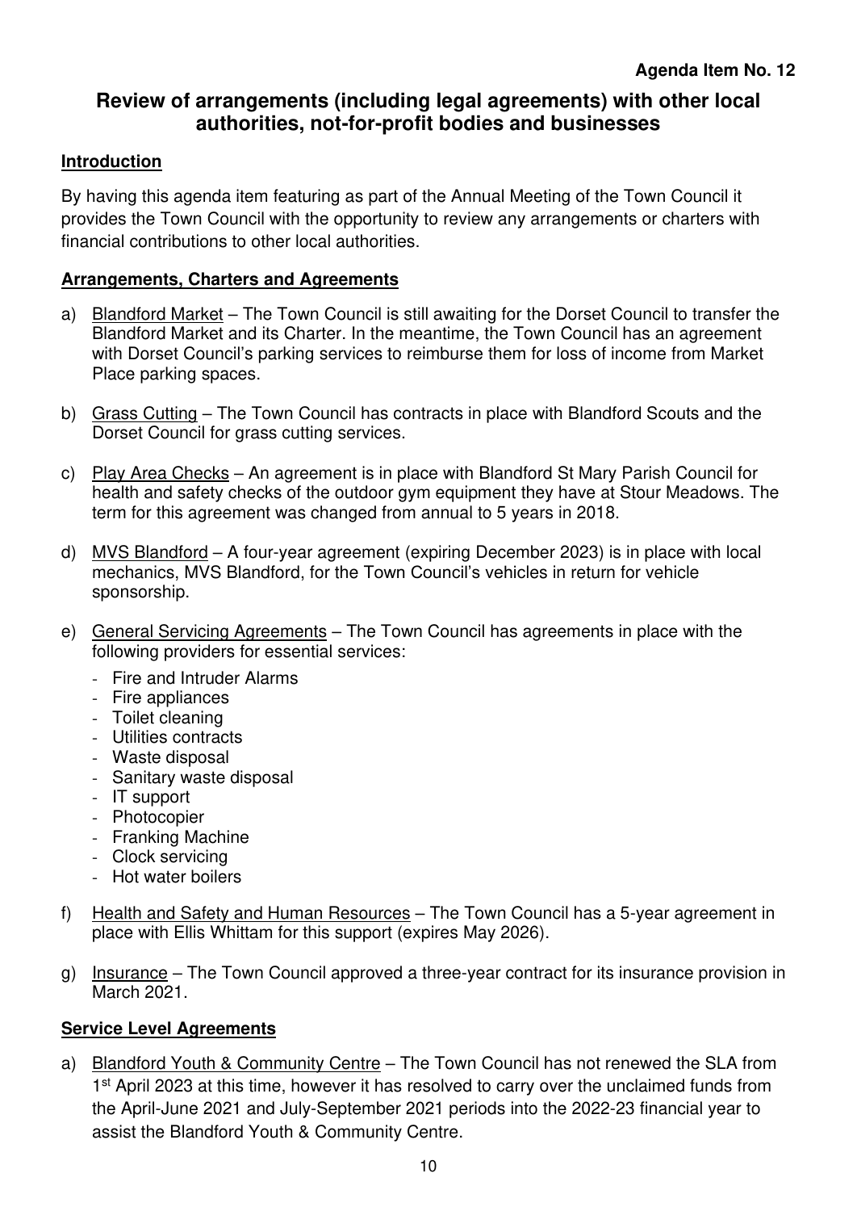**Agenda Item No. 12**

# Review of arrangements (including legal agreements) with other local authorities, not-for-profit bodies and businesses

## Introduction

By having this agenda item featuring as part of the Annual Meeting of the Town Council it provides the Town Council with the opportunity to review any arrangements or charters with financial contributions to other local authorities.

## Arrangements, Charters and Agreements

a) Blandford Market – The Town Council is still awaiting for the Dorset Council to transfer the Blandford Market and its Charter. In the meantime, the Town Council has an agreement with Dorset Council's parking services to reimburse them for loss of income from Market Place parking spaces.

b) Grass Cutting – The Town Council has contracts in place with Blandford Scouts and the Dorset Council for grass cutting services.

c) Play Area Checks – An agreement is in place with Blandford St Mary Parish Council for health and safety checks of the outdoor gym equipment they have at Stour Meadows. The term for this agreement was changed from annual to 5 years in 2018.

d) MVS Blandford – A four-year agreement (expiring December 2023) is in place with local mechanics, MVS Blandford, for the Town Council's vehicles in return for vehicle sponsorship.

e) General Servicing Agreements – The Town Council has agreements in place with the following providers for essential services:
   - Fire and Intruder Alarms
   - Fire appliances
   - Toilet cleaning
   - Utilities contracts
   - Waste disposal
   - Sanitary waste disposal
   - IT support
   - Photocopier
   - Franking Machine
   - Clock servicing
   - Hot water boilers

f) Health and Safety and Human Resources – The Town Council has a 5-year agreement in place with Ellis Whittam for this support (expires May 2026).

g) Insurance – The Town Council approved a three-year contract for its insurance provision in March 2021.

## Service Level Agreements

a) Blandford Youth & Community Centre – The Town Council has not renewed the SLA from 1st April 2023 at this time, however it has resolved to carry over the unclaimed funds from the April-June 2021 and July-September 2021 periods into the 2022-23 financial year to assist the Blandford Youth & Community Centre.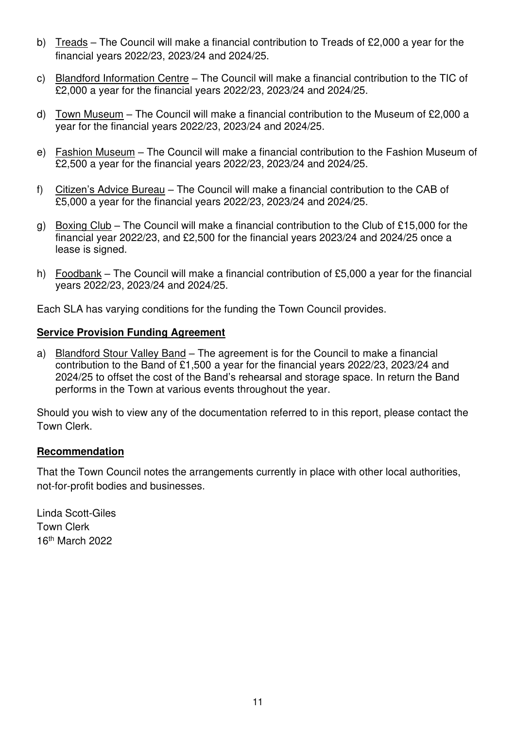b) Treads – The Council will make a financial contribution to Treads of £2,000 a year for the financial years 2022/23, 2023/24 and 2024/25.

c) Blandford Information Centre – The Council will make a financial contribution to the TIC of £2,000 a year for the financial years 2022/23, 2023/24 and 2024/25.

d) Town Museum – The Council will make a financial contribution to the Museum of £2,000 a year for the financial years 2022/23, 2023/24 and 2024/25.

e) Fashion Museum – The Council will make a financial contribution to the Fashion Museum of £2,500 a year for the financial years 2022/23, 2023/24 and 2024/25.

f) Citizen's Advice Bureau – The Council will make a financial contribution to the CAB of £5,000 a year for the financial years 2022/23, 2023/24 and 2024/25.

g) Boxing Club – The Council will make a financial contribution to the Club of £15,000 for the financial year 2022/23, and £2,500 for the financial years 2023/24 and 2024/25 once a lease is signed.

h) Foodbank – The Council will make a financial contribution of £5,000 a year for the financial years 2022/23, 2023/24 and 2024/25.

Each SLA has varying conditions for the funding the Town Council provides.

**Service Provision Funding Agreement**

a) Blandford Stour Valley Band – The agreement is for the Council to make a financial contribution to the Band of £1,500 a year for the financial years 2022/23, 2023/24 and 2024/25 to offset the cost of the Band's rehearsal and storage space. In return the Band performs in the Town at various events throughout the year.

Should you wish to view any of the documentation referred to in this report, please contact the Town Clerk.

**Recommendation**

That the Town Council notes the arrangements currently in place with other local authorities, not-for-profit bodies and businesses.

Linda Scott-Giles
Town Clerk
16th March 2022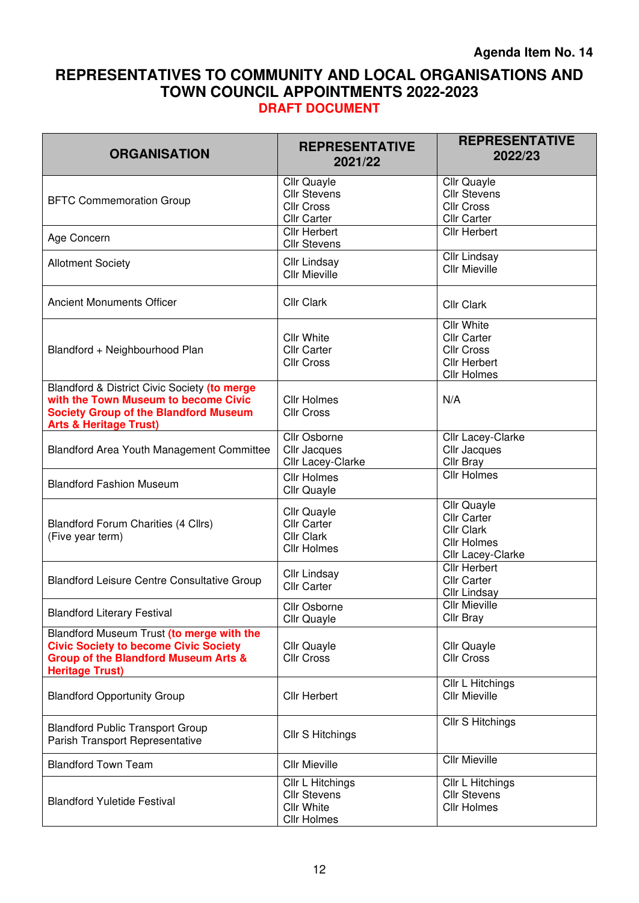**Agenda Item No. 14**

# REPRESENTATIVES TO COMMUNITY AND LOCAL ORGANISATIONS AND TOWN COUNCIL APPOINTMENTS 2022-2023

**DRAFT DOCUMENT**

| ORGANISATION | REPRESENTATIVE 2021/22 | REPRESENTATIVE 2022/23 |
|---|---|---|
| BFTC Commemoration Group | Cllr Quayle<br>Cllr Stevens<br>Cllr Cross<br>Cllr Carter | Cllr Quayle<br>Cllr Stevens<br>Cllr Cross<br>Cllr Carter |
| Age Concern | Cllr Herbert<br>Cllr Stevens | Cllr Herbert |
| Allotment Society | Cllr Lindsay<br>Cllr Mieville | Cllr Lindsay<br>Cllr Mieville |
| Ancient Monuments Officer | Cllr Clark | Cllr Clark |
| Blandford + Neighbourhood Plan | Cllr White<br>Cllr Carter<br>Cllr Cross | Cllr White<br>Cllr Carter<br>Cllr Cross<br>Cllr Herbert<br>Cllr Holmes |
| Blandford & District Civic Society **(to merge with the Town Museum to become Civic Society Group of the Blandford Museum Arts & Heritage Trust)** | Cllr Holmes<br>Cllr Cross | N/A |
| Blandford Area Youth Management Committee | Cllr Osborne<br>Cllr Jacques<br>Cllr Lacey-Clarke | Cllr Lacey-Clarke<br>Cllr Jacques<br>Cllr Bray |
| Blandford Fashion Museum | Cllr Holmes<br>Cllr Quayle | Cllr Holmes |
| Blandford Forum Charities (4 Cllrs)<br>(Five year term) | Cllr Quayle<br>Cllr Carter<br>Cllr Clark<br>Cllr Holmes | Cllr Quayle<br>Cllr Carter<br>Cllr Clark<br>Cllr Holmes<br>Cllr Lacey-Clarke |
| Blandford Leisure Centre Consultative Group | Cllr Lindsay<br>Cllr Carter | Cllr Herbert<br>Cllr Carter<br>Cllr Lindsay |
| Blandford Literary Festival | Cllr Osborne<br>Cllr Quayle | Cllr Mieville<br>Cllr Bray |
| Blandford Museum Trust **(to merge with the Civic Society to become Civic Society Group of the Blandford Museum Arts & Heritage Trust)** | Cllr Quayle<br>Cllr Cross | Cllr Quayle<br>Cllr Cross |
| Blandford Opportunity Group | Cllr Herbert | Cllr L Hitchings<br>Cllr Mieville |
| Blandford Public Transport Group<br>Parish Transport Representative | Cllr S Hitchings | Cllr S Hitchings |
| Blandford Town Team | Cllr Mieville | Cllr Mieville |
| Blandford Yuletide Festival | Cllr L Hitchings<br>Cllr Stevens<br>Cllr White<br>Cllr Holmes | Cllr L Hitchings<br>Cllr Stevens<br>Cllr Holmes |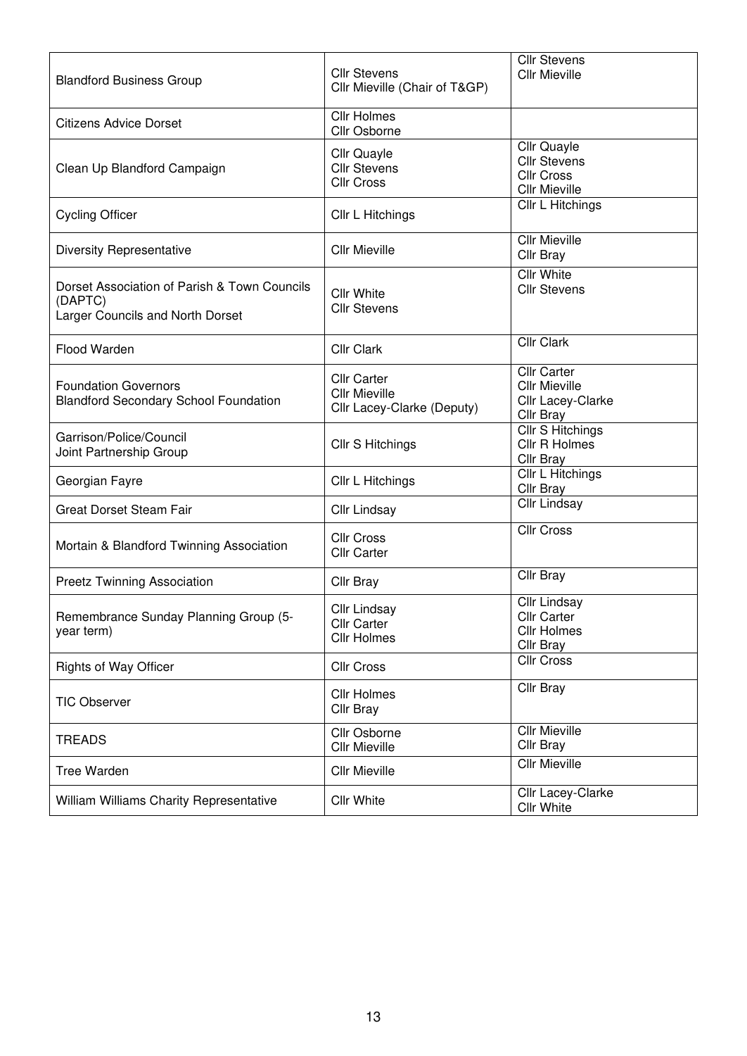| | | |
|---|---|---|
| Blandford Business Group | Cllr Stevens<br>Cllr Mieville (Chair of T&GP) | Cllr Stevens<br>Cllr Mieville |
| Citizens Advice Dorset | Cllr Holmes<br>Cllr Osborne | |
| Clean Up Blandford Campaign | Cllr Quayle<br>Cllr Stevens<br>Cllr Cross | Cllr Quayle<br>Cllr Stevens<br>Cllr Cross<br>Cllr Mieville |
| Cycling Officer | Cllr L Hitchings | Cllr L Hitchings |
| Diversity Representative | Cllr Mieville | Cllr Mieville<br>Cllr Bray |
| Dorset Association of Parish & Town Councils (DAPTC)<br>Larger Councils and North Dorset | Cllr White<br>Cllr Stevens | Cllr White<br>Cllr Stevens |
| Flood Warden | Cllr Clark | Cllr Clark |
| Foundation Governors<br>Blandford Secondary School Foundation | Cllr Carter<br>Cllr Mieville<br>Cllr Lacey-Clarke (Deputy) | Cllr Carter<br>Cllr Mieville<br>Cllr Lacey-Clarke<br>Cllr Bray |
| Garrison/Police/Council<br>Joint Partnership Group | Cllr S Hitchings | Cllr S Hitchings<br>Cllr R Holmes<br>Cllr Bray |
| Georgian Fayre | Cllr L Hitchings | Cllr L Hitchings<br>Cllr Bray |
| Great Dorset Steam Fair | Cllr Lindsay | Cllr Lindsay |
| Mortain & Blandford Twinning Association | Cllr Cross<br>Cllr Carter | Cllr Cross |
| Preetz Twinning Association | Cllr Bray | Cllr Bray |
| Remembrance Sunday Planning Group (5-year term) | Cllr Lindsay<br>Cllr Carter<br>Cllr Holmes | Cllr Lindsay<br>Cllr Carter<br>Cllr Holmes<br>Cllr Bray |
| Rights of Way Officer | Cllr Cross | Cllr Cross |
| TIC Observer | Cllr Holmes<br>Cllr Bray | Cllr Bray |
| TREADS | Cllr Osborne<br>Cllr Mieville | Cllr Mieville<br>Cllr Bray |
| Tree Warden | Cllr Mieville | Cllr Mieville |
| William Williams Charity Representative | Cllr White | Cllr Lacey-Clarke<br>Cllr White |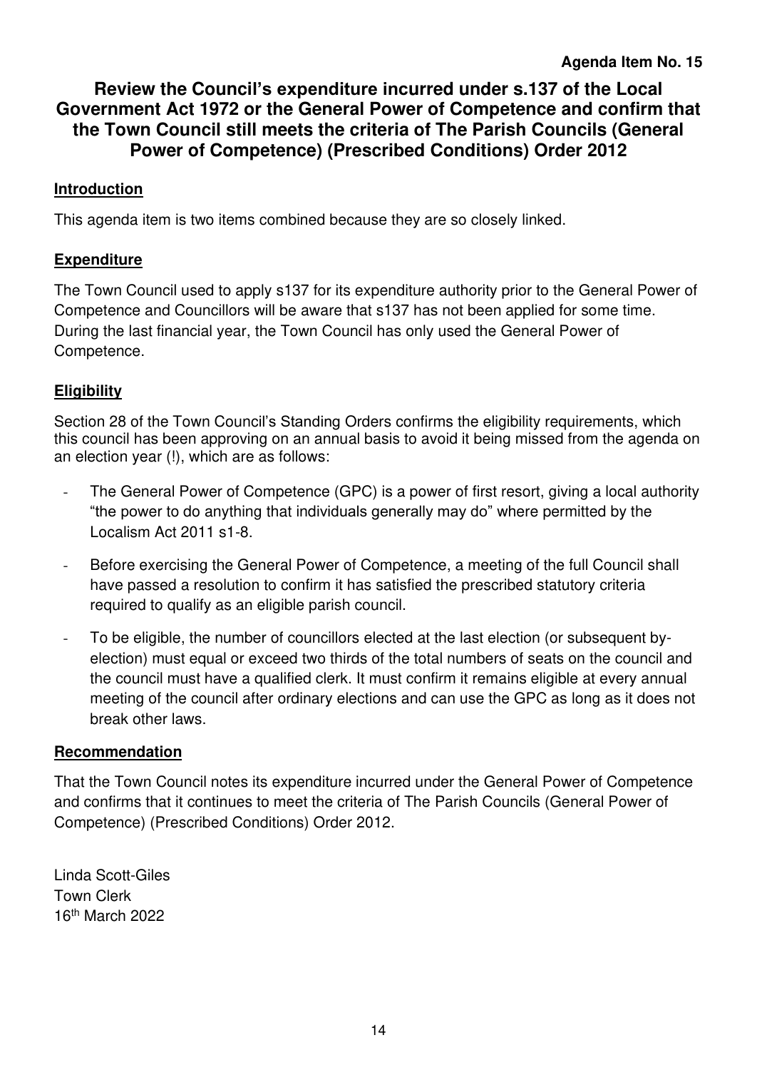**Agenda Item No. 15**

# Review the Council's expenditure incurred under s.137 of the Local Government Act 1972 or the General Power of Competence and confirm that the Town Council still meets the criteria of The Parish Councils (General Power of Competence) (Prescribed Conditions) Order 2012

## Introduction

This agenda item is two items combined because they are so closely linked.

## Expenditure

The Town Council used to apply s137 for its expenditure authority prior to the General Power of Competence and Councillors will be aware that s137 has not been applied for some time. During the last financial year, the Town Council has only used the General Power of Competence.

## Eligibility

Section 28 of the Town Council's Standing Orders confirms the eligibility requirements, which this council has been approving on an annual basis to avoid it being missed from the agenda on an election year (!), which are as follows:

- The General Power of Competence (GPC) is a power of first resort, giving a local authority "the power to do anything that individuals generally may do" where permitted by the Localism Act 2011 s1-8.
- Before exercising the General Power of Competence, a meeting of the full Council shall have passed a resolution to confirm it has satisfied the prescribed statutory criteria required to qualify as an eligible parish council.
- To be eligible, the number of councillors elected at the last election (or subsequent by-election) must equal or exceed two thirds of the total numbers of seats on the council and the council must have a qualified clerk. It must confirm it remains eligible at every annual meeting of the council after ordinary elections and can use the GPC as long as it does not break other laws.

## Recommendation

That the Town Council notes its expenditure incurred under the General Power of Competence and confirms that it continues to meet the criteria of The Parish Councils (General Power of Competence) (Prescribed Conditions) Order 2012.

Linda Scott-Giles
Town Clerk
16th March 2022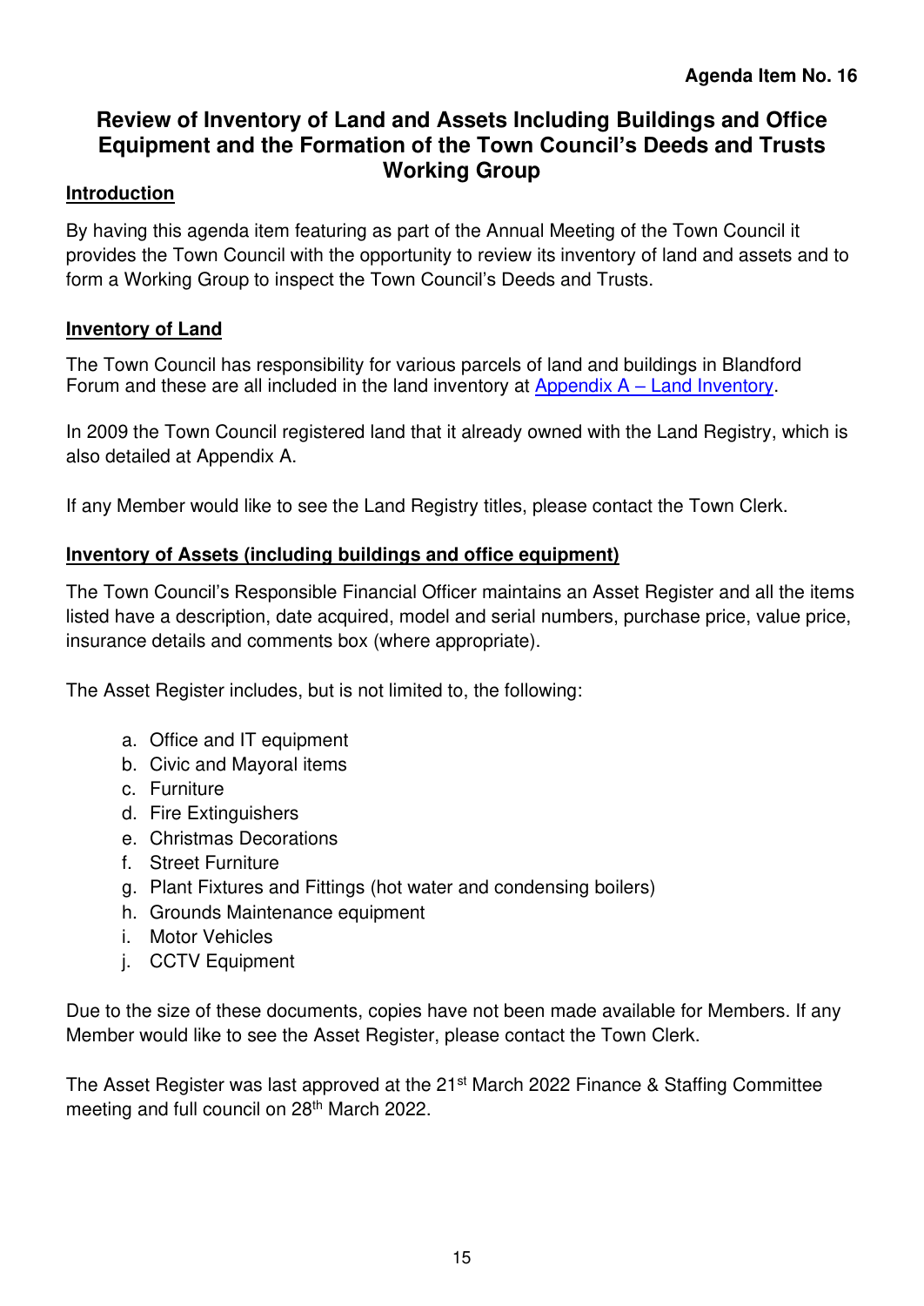**Agenda Item No. 16**

# Review of Inventory of Land and Assets Including Buildings and Office Equipment and the Formation of the Town Council's Deeds and Trusts Working Group

## Introduction

By having this agenda item featuring as part of the Annual Meeting of the Town Council it provides the Town Council with the opportunity to review its inventory of land and assets and to form a Working Group to inspect the Town Council's Deeds and Trusts.

## Inventory of Land

The Town Council has responsibility for various parcels of land and buildings in Blandford Forum and these are all included in the land inventory at Appendix A – Land Inventory.

In 2009 the Town Council registered land that it already owned with the Land Registry, which is also detailed at Appendix A.

If any Member would like to see the Land Registry titles, please contact the Town Clerk.

## Inventory of Assets (including buildings and office equipment)

The Town Council's Responsible Financial Officer maintains an Asset Register and all the items listed have a description, date acquired, model and serial numbers, purchase price, value price, insurance details and comments box (where appropriate).

The Asset Register includes, but is not limited to, the following:

a. Office and IT equipment
b. Civic and Mayoral items
c. Furniture
d. Fire Extinguishers
e. Christmas Decorations
f. Street Furniture
g. Plant Fixtures and Fittings (hot water and condensing boilers)
h. Grounds Maintenance equipment
i. Motor Vehicles
j. CCTV Equipment

Due to the size of these documents, copies have not been made available for Members. If any Member would like to see the Asset Register, please contact the Town Clerk.

The Asset Register was last approved at the 21st March 2022 Finance & Staffing Committee meeting and full council on 28th March 2022.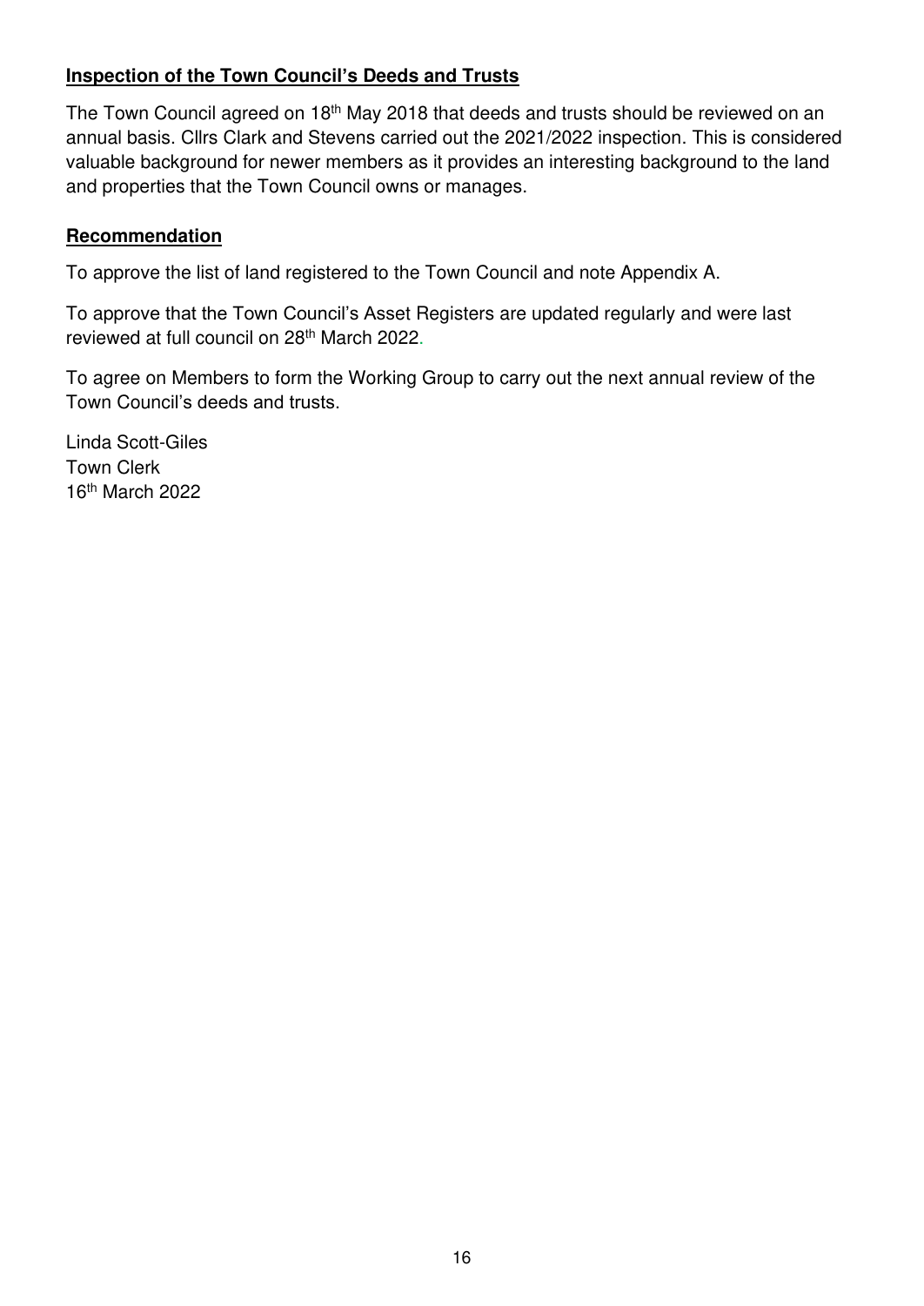**Inspection of the Town Council's Deeds and Trusts**

The Town Council agreed on 18th May 2018 that deeds and trusts should be reviewed on an annual basis. Cllrs Clark and Stevens carried out the 2021/2022 inspection. This is considered valuable background for newer members as it provides an interesting background to the land and properties that the Town Council owns or manages.

**Recommendation**

To approve the list of land registered to the Town Council and note Appendix A.

To approve that the Town Council's Asset Registers are updated regularly and were last reviewed at full council on 28th March 2022.

To agree on Members to form the Working Group to carry out the next annual review of the Town Council's deeds and trusts.

Linda Scott-Giles
Town Clerk
16th March 2022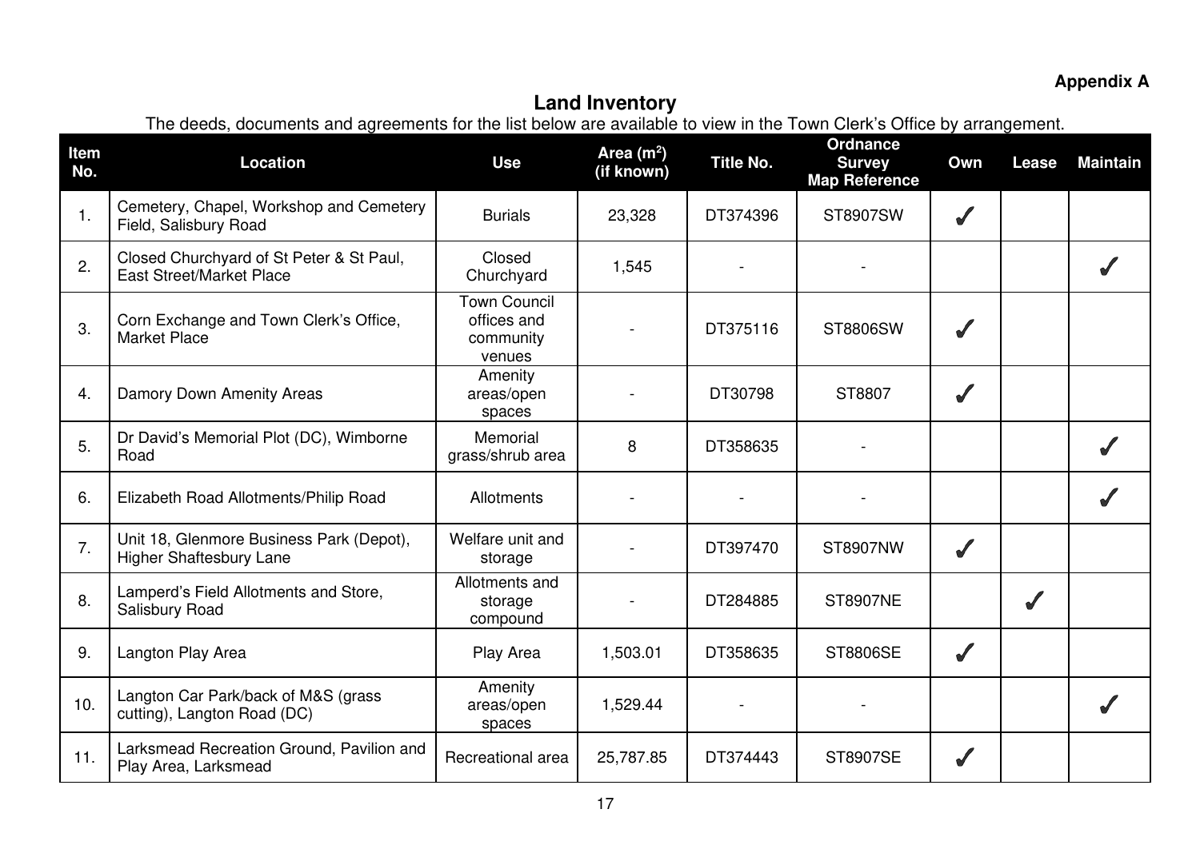Appendix A

# Land Inventory

The deeds, documents and agreements for the list below are available to view in the Town Clerk's Office by arrangement.

| Item No. | Location | Use | Area ($m^2$) (if known) | Title No. | Ordnance Survey Map Reference | Own | Lease | Maintain |
|---|---|---|---|---|---|---|---|---|
| 1. | Cemetery, Chapel, Workshop and Cemetery Field, Salisbury Road | Burials | 23,328 | DT374396 | ST8907SW | ✓ | | |
| 2. | Closed Churchyard of St Peter & St Paul, East Street/Market Place | Closed Churchyard | 1,545 | - | - | | | ✓ |
| 3. | Corn Exchange and Town Clerk's Office, Market Place | Town Council offices and community venues | - | DT375116 | ST8806SW | ✓ | | |
| 4. | Damory Down Amenity Areas | Amenity areas/open spaces | - | DT30798 | ST8807 | ✓ | | |
| 5. | Dr David's Memorial Plot (DC), Wimborne Road | Memorial grass/shrub area | 8 | DT358635 | - | | | ✓ |
| 6. | Elizabeth Road Allotments/Philip Road | Allotments | - | - | - | | | ✓ |
| 7. | Unit 18, Glenmore Business Park (Depot), Higher Shaftesbury Lane | Welfare unit and storage | - | DT397470 | ST8907NW | ✓ | | |
| 8. | Lamperd's Field Allotments and Store, Salisbury Road | Allotments and storage compound | - | DT284885 | ST8907NE | | ✓ | |
| 9. | Langton Play Area | Play Area | 1,503.01 | DT358635 | ST8806SE | ✓ | | |
| 10. | Langton Car Park/back of M&S (grass cutting), Langton Road (DC) | Amenity areas/open spaces | 1,529.44 | - | - | | | ✓ |
| 11. | Larksmead Recreation Ground, Pavilion and Play Area, Larksmead | Recreational area | 25,787.85 | DT374443 | ST8907SE | ✓ | | |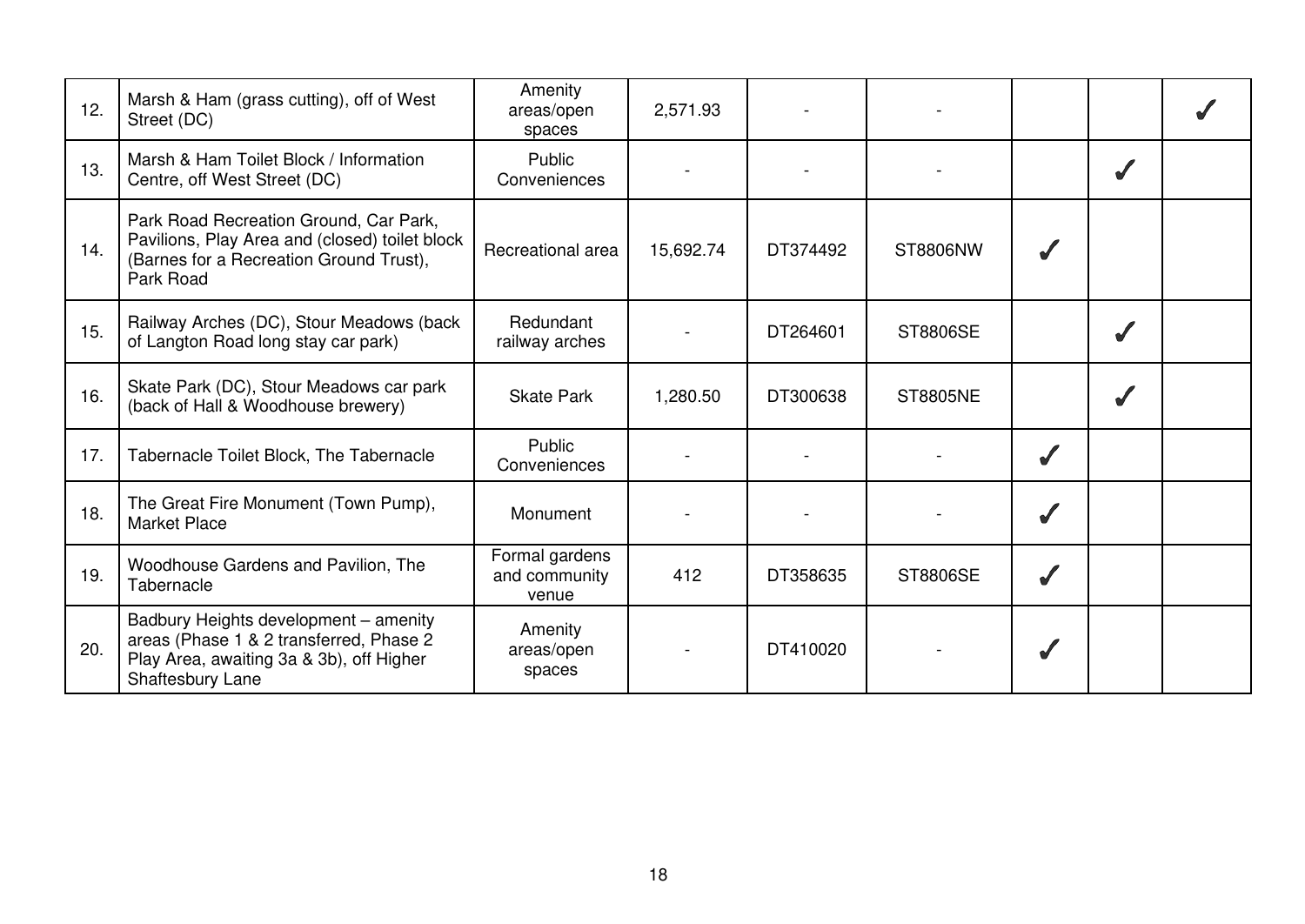| | | | | | | | | |
|---|---|---|---|---|---|---|---|---|
| 12. | Marsh & Ham (grass cutting), off of West Street (DC) | Amenity areas/open spaces | 2,571.93 | - | - | | | ✓ |
| 13. | Marsh & Ham Toilet Block / Information Centre, off West Street (DC) | Public Conveniences | - | - | - | | ✓ | |
| 14. | Park Road Recreation Ground, Car Park, Pavilions, Play Area and (closed) toilet block (Barnes for a Recreation Ground Trust), Park Road | Recreational area | 15,692.74 | DT374492 | ST8806NW | ✓ | | |
| 15. | Railway Arches (DC), Stour Meadows (back of Langton Road long stay car park) | Redundant railway arches | - | DT264601 | ST8806SE | | ✓ | |
| 16. | Skate Park (DC), Stour Meadows car park (back of Hall & Woodhouse brewery) | Skate Park | 1,280.50 | DT300638 | ST8805NE | | ✓ | |
| 17. | Tabernacle Toilet Block, The Tabernacle | Public Conveniences | - | - | - | ✓ | | |
| 18. | The Great Fire Monument (Town Pump), Market Place | Monument | - | - | - | ✓ | | |
| 19. | Woodhouse Gardens and Pavilion, The Tabernacle | Formal gardens and community venue | 412 | DT358635 | ST8806SE | ✓ | | |
| 20. | Badbury Heights development – amenity areas (Phase 1 & 2 transferred, Phase 2 Play Area, awaiting 3a & 3b), off Higher Shaftesbury Lane | Amenity areas/open spaces | - | DT410020 | - | ✓ | | |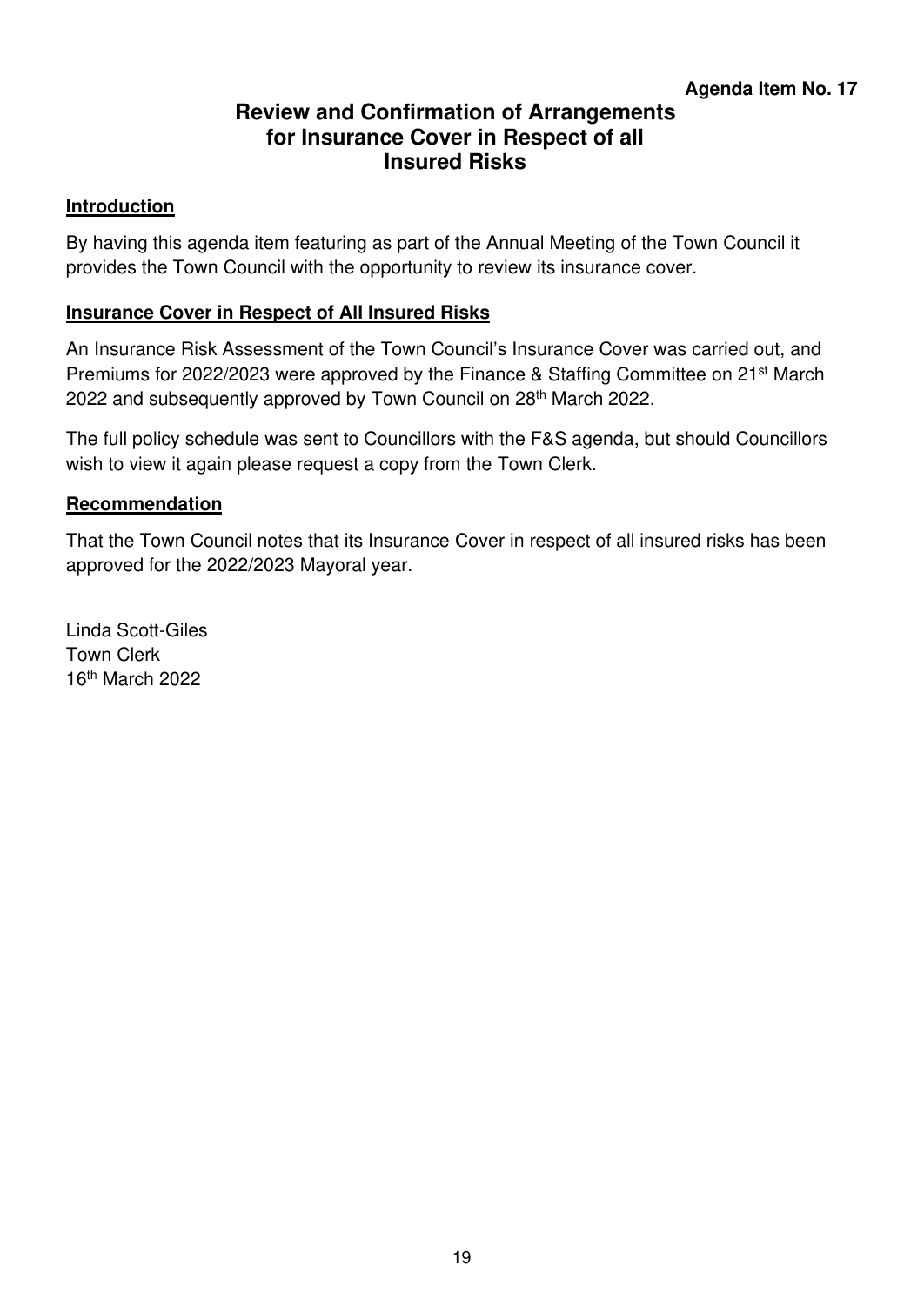**Agenda Item No. 17**

# Review and Confirmation of Arrangements for Insurance Cover in Respect of all Insured Risks

## Introduction

By having this agenda item featuring as part of the Annual Meeting of the Town Council it provides the Town Council with the opportunity to review its insurance cover.

## Insurance Cover in Respect of All Insured Risks

An Insurance Risk Assessment of the Town Council's Insurance Cover was carried out, and Premiums for 2022/2023 were approved by the Finance & Staffing Committee on 21st March 2022 and subsequently approved by Town Council on 28th March 2022.

The full policy schedule was sent to Councillors with the F&S agenda, but should Councillors wish to view it again please request a copy from the Town Clerk.

## Recommendation

That the Town Council notes that its Insurance Cover in respect of all insured risks has been approved for the 2022/2023 Mayoral year.

Linda Scott-Giles
Town Clerk
16th March 2022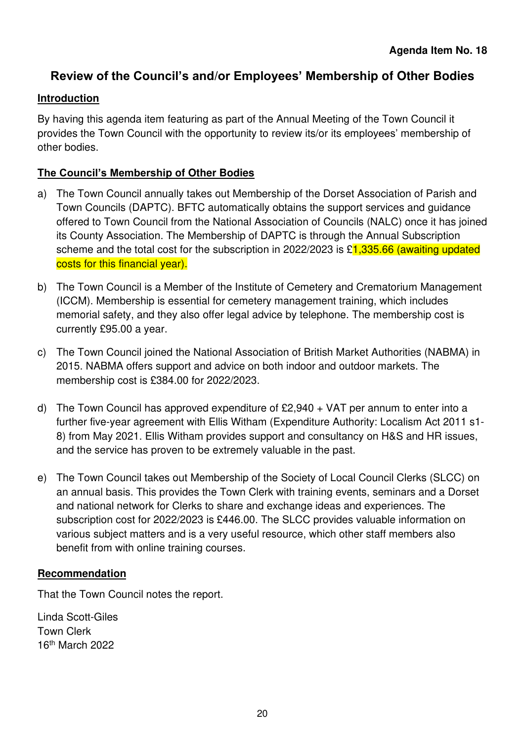**Agenda Item No. 18**

# Review of the Council's and/or Employees' Membership of Other Bodies

## Introduction

By having this agenda item featuring as part of the Annual Meeting of the Town Council it provides the Town Council with the opportunity to review its/or its employees' membership of other bodies.

## The Council's Membership of Other Bodies

a) The Town Council annually takes out Membership of the Dorset Association of Parish and Town Councils (DAPTC). BFTC automatically obtains the support services and guidance offered to Town Council from the National Association of Councils (NALC) once it has joined its County Association. The Membership of DAPTC is through the Annual Subscription scheme and the total cost for the subscription in 2022/2023 is £1,335.66 (awaiting updated costs for this financial year).

b) The Town Council is a Member of the Institute of Cemetery and Crematorium Management (ICCM). Membership is essential for cemetery management training, which includes memorial safety, and they also offer legal advice by telephone. The membership cost is currently £95.00 a year.

c) The Town Council joined the National Association of British Market Authorities (NABMA) in 2015. NABMA offers support and advice on both indoor and outdoor markets. The membership cost is £384.00 for 2022/2023.

d) The Town Council has approved expenditure of £2,940 + VAT per annum to enter into a further five-year agreement with Ellis Witham (Expenditure Authority: Localism Act 2011 s1-8) from May 2021. Ellis Witham provides support and consultancy on H&S and HR issues, and the service has proven to be extremely valuable in the past.

e) The Town Council takes out Membership of the Society of Local Council Clerks (SLCC) on an annual basis. This provides the Town Clerk with training events, seminars and a Dorset and national network for Clerks to share and exchange ideas and experiences. The subscription cost for 2022/2023 is £446.00. The SLCC provides valuable information on various subject matters and is a very useful resource, which other staff members also benefit from with online training courses.

## Recommendation

That the Town Council notes the report.

Linda Scott-Giles
Town Clerk
16th March 2022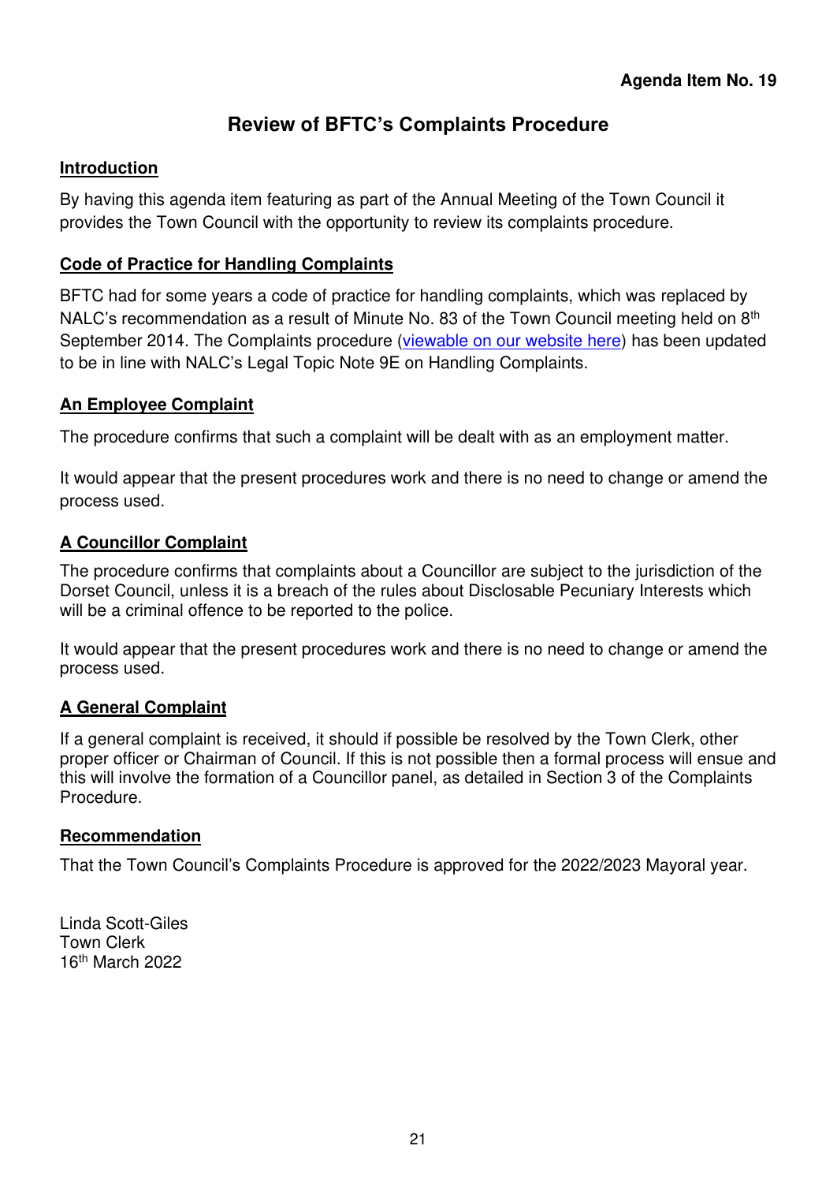**Agenda Item No. 19**

# Review of BFTC's Complaints Procedure

## Introduction

By having this agenda item featuring as part of the Annual Meeting of the Town Council it provides the Town Council with the opportunity to review its complaints procedure.

## Code of Practice for Handling Complaints

BFTC had for some years a code of practice for handling complaints, which was replaced by NALC's recommendation as a result of Minute No. 83 of the Town Council meeting held on 8th September 2014. The Complaints procedure (viewable on our website here) has been updated to be in line with NALC's Legal Topic Note 9E on Handling Complaints.

## An Employee Complaint

The procedure confirms that such a complaint will be dealt with as an employment matter.

It would appear that the present procedures work and there is no need to change or amend the process used.

## A Councillor Complaint

The procedure confirms that complaints about a Councillor are subject to the jurisdiction of the Dorset Council, unless it is a breach of the rules about Disclosable Pecuniary Interests which will be a criminal offence to be reported to the police.

It would appear that the present procedures work and there is no need to change or amend the process used.

## A General Complaint

If a general complaint is received, it should if possible be resolved by the Town Clerk, other proper officer or Chairman of Council. If this is not possible then a formal process will ensue and this will involve the formation of a Councillor panel, as detailed in Section 3 of the Complaints Procedure.

## Recommendation

That the Town Council's Complaints Procedure is approved for the 2022/2023 Mayoral year.

Linda Scott-Giles
Town Clerk
16th March 2022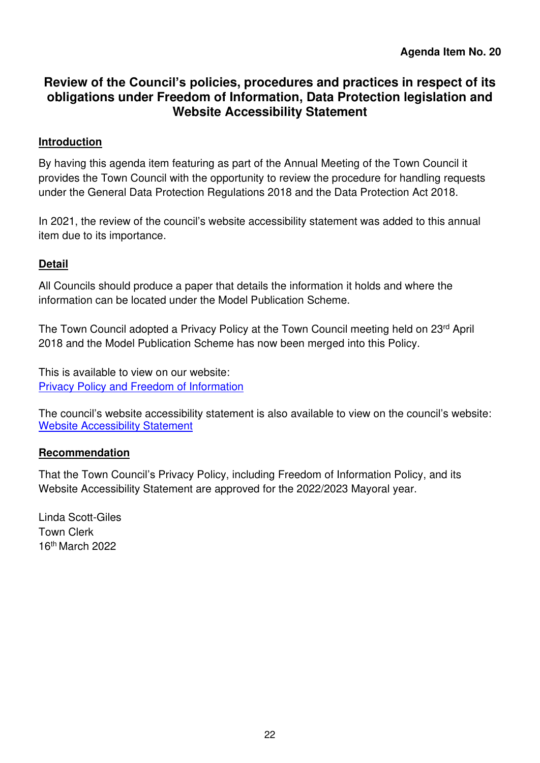**Agenda Item No. 20**

# Review of the Council's policies, procedures and practices in respect of its obligations under Freedom of Information, Data Protection legislation and Website Accessibility Statement

## Introduction

By having this agenda item featuring as part of the Annual Meeting of the Town Council it provides the Town Council with the opportunity to review the procedure for handling requests under the General Data Protection Regulations 2018 and the Data Protection Act 2018.

In 2021, the review of the council's website accessibility statement was added to this annual item due to its importance.

## Detail

All Councils should produce a paper that details the information it holds and where the information can be located under the Model Publication Scheme.

The Town Council adopted a Privacy Policy at the Town Council meeting held on 23rd April 2018 and the Model Publication Scheme has now been merged into this Policy.

This is available to view on our website:
Privacy Policy and Freedom of Information

The council's website accessibility statement is also available to view on the council's website:
Website Accessibility Statement

## Recommendation

That the Town Council's Privacy Policy, including Freedom of Information Policy, and its Website Accessibility Statement are approved for the 2022/2023 Mayoral year.

Linda Scott-Giles
Town Clerk
16th March 2022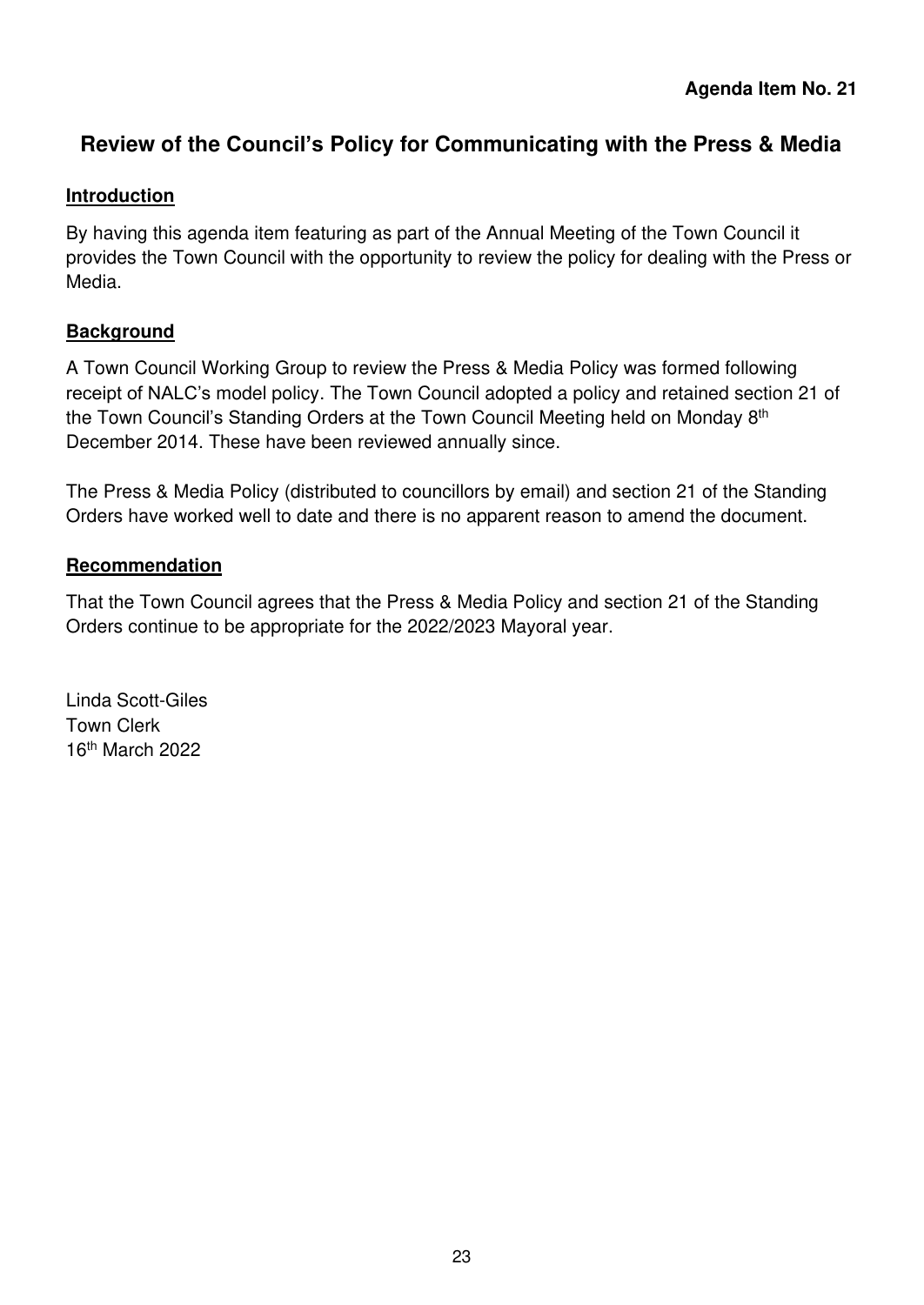**Agenda Item No. 21**

# Review of the Council's Policy for Communicating with the Press & Media

## Introduction

By having this agenda item featuring as part of the Annual Meeting of the Town Council it provides the Town Council with the opportunity to review the policy for dealing with the Press or Media.

## Background

A Town Council Working Group to review the Press & Media Policy was formed following receipt of NALC's model policy. The Town Council adopted a policy and retained section 21 of the Town Council's Standing Orders at the Town Council Meeting held on Monday 8th December 2014. These have been reviewed annually since.

The Press & Media Policy (distributed to councillors by email) and section 21 of the Standing Orders have worked well to date and there is no apparent reason to amend the document.

## Recommendation

That the Town Council agrees that the Press & Media Policy and section 21 of the Standing Orders continue to be appropriate for the 2022/2023 Mayoral year.

Linda Scott-Giles
Town Clerk
16th March 2022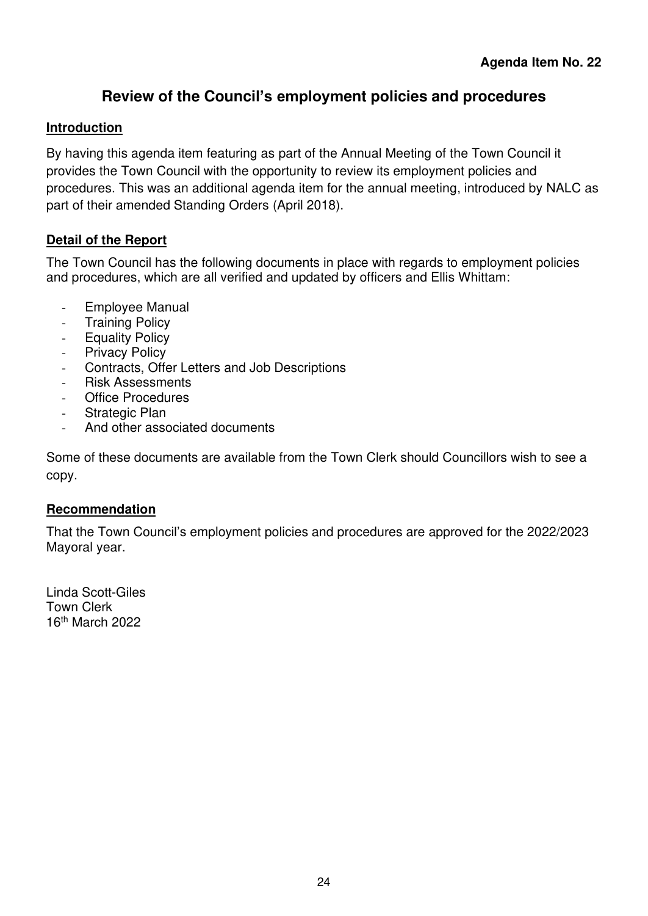**Agenda Item No. 22**

# Review of the Council's employment policies and procedures

## Introduction

By having this agenda item featuring as part of the Annual Meeting of the Town Council it provides the Town Council with the opportunity to review its employment policies and procedures. This was an additional agenda item for the annual meeting, introduced by NALC as part of their amended Standing Orders (April 2018).

## Detail of the Report

The Town Council has the following documents in place with regards to employment policies and procedures, which are all verified and updated by officers and Ellis Whittam:

- Employee Manual
- Training Policy
- Equality Policy
- Privacy Policy
- Contracts, Offer Letters and Job Descriptions
- Risk Assessments
- Office Procedures
- Strategic Plan
- And other associated documents

Some of these documents are available from the Town Clerk should Councillors wish to see a copy.

## Recommendation

That the Town Council's employment policies and procedures are approved for the 2022/2023 Mayoral year.

Linda Scott-Giles
Town Clerk
16th March 2022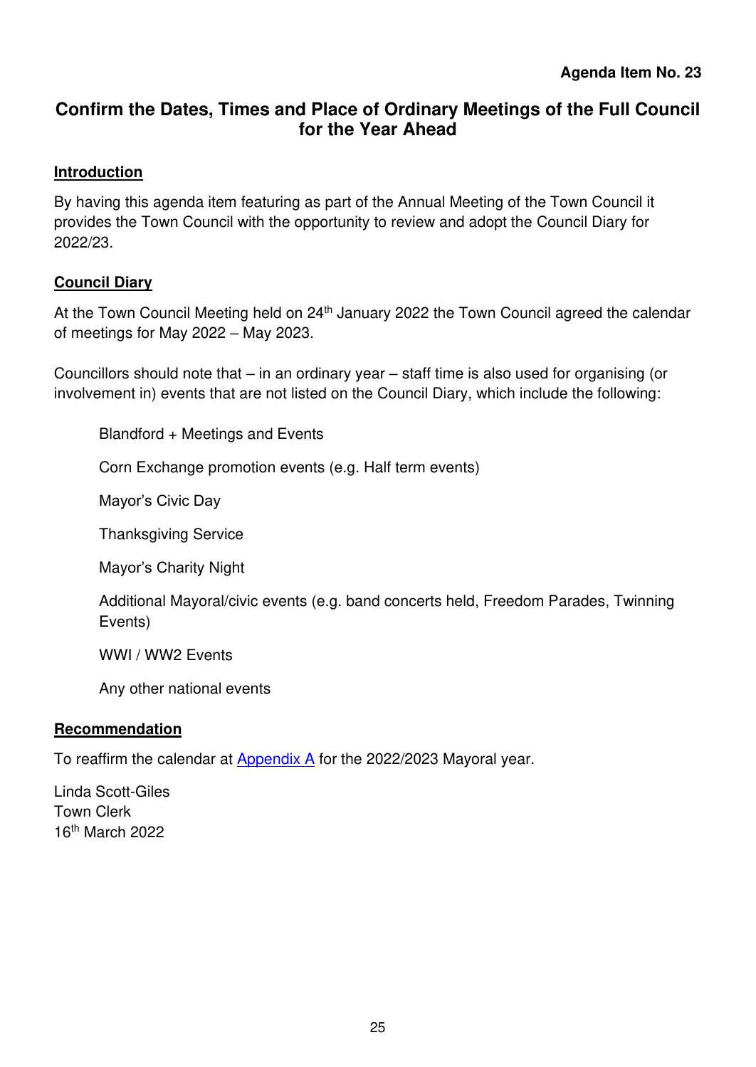**Agenda Item No. 23**

# Confirm the Dates, Times and Place of Ordinary Meetings of the Full Council for the Year Ahead

## Introduction

By having this agenda item featuring as part of the Annual Meeting of the Town Council it provides the Town Council with the opportunity to review and adopt the Council Diary for 2022/23.

## Council Diary

At the Town Council Meeting held on 24th January 2022 the Town Council agreed the calendar of meetings for May 2022 – May 2023.

Councillors should note that – in an ordinary year – staff time is also used for organising (or involvement in) events that are not listed on the Council Diary, which include the following:

- Blandford + Meetings and Events
- Corn Exchange promotion events (e.g. Half term events)
- Mayor's Civic Day
- Thanksgiving Service
- Mayor's Charity Night
- Additional Mayoral/civic events (e.g. band concerts held, Freedom Parades, Twinning Events)
- WWI / WW2 Events
- Any other national events

## Recommendation

To reaffirm the calendar at Appendix A for the 2022/2023 Mayoral year.

Linda Scott-Giles
Town Clerk
16th March 2022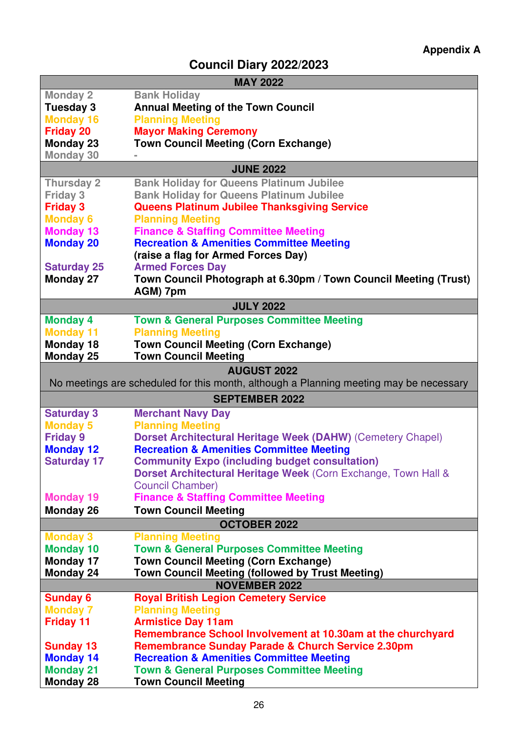**Appendix A**

# Council Diary 2022/2023

| MAY 2022 | |
|---|---|
| Monday 2 | Bank Holiday |
| Tuesday 3 | Annual Meeting of the Town Council |
| Monday 16 | Planning Meeting |
| Friday 20 | Mayor Making Ceremony |
| Monday 23 | Town Council Meeting (Corn Exchange) |
| Monday 30 | - |
| **JUNE 2022** | |
| Thursday 2 | Bank Holiday for Queens Platinum Jubilee |
| Friday 3 | Bank Holiday for Queens Platinum Jubilee |
| Friday 3 | Queens Platinum Jubilee Thanksgiving Service |
| Monday 6 | Planning Meeting |
| Monday 13 | Finance & Staffing Committee Meeting |
| Monday 20 | Recreation & Amenities Committee Meeting (raise a flag for Armed Forces Day) |
| Saturday 25 | Armed Forces Day |
| Monday 27 | Town Council Photograph at 6.30pm / Town Council Meeting (Trust) AGM) 7pm |
| **JULY 2022** | |
| Monday 4 | Town & General Purposes Committee Meeting |
| Monday 11 | Planning Meeting |
| Monday 18 | Town Council Meeting (Corn Exchange) |
| Monday 25 | Town Council Meeting |
| **AUGUST 2022** | |
| No meetings are scheduled for this month, although a Planning meeting may be necessary | |
| **SEPTEMBER 2022** | |
| Saturday 3 | Merchant Navy Day |
| Monday 5 | Planning Meeting |
| Friday 9 | Dorset Architectural Heritage Week (DAHW) (Cemetery Chapel) |
| Monday 12 | Recreation & Amenities Committee Meeting |
| Saturday 17 | Community Expo (including budget consultation) |
| | Dorset Architectural Heritage Week (Corn Exchange, Town Hall & Council Chamber) |
| Monday 19 | Finance & Staffing Committee Meeting |
| Monday 26 | Town Council Meeting |
| **OCTOBER 2022** | |
| Monday 3 | Planning Meeting |
| Monday 10 | Town & General Purposes Committee Meeting |
| Monday 17 | Town Council Meeting (Corn Exchange) |
| Monday 24 | Town Council Meeting (followed by Trust Meeting) |
| **NOVEMBER 2022** | |
| Sunday 6 | Royal British Legion Cemetery Service |
| Monday 7 | Planning Meeting |
| Friday 11 | Armistice Day 11am |
| | Remembrance School Involvement at 10.30am at the churchyard |
| Sunday 13 | Remembrance Sunday Parade & Church Service 2.30pm |
| Monday 14 | Recreation & Amenities Committee Meeting |
| Monday 21 | Town & General Purposes Committee Meeting |
| Monday 28 | Town Council Meeting |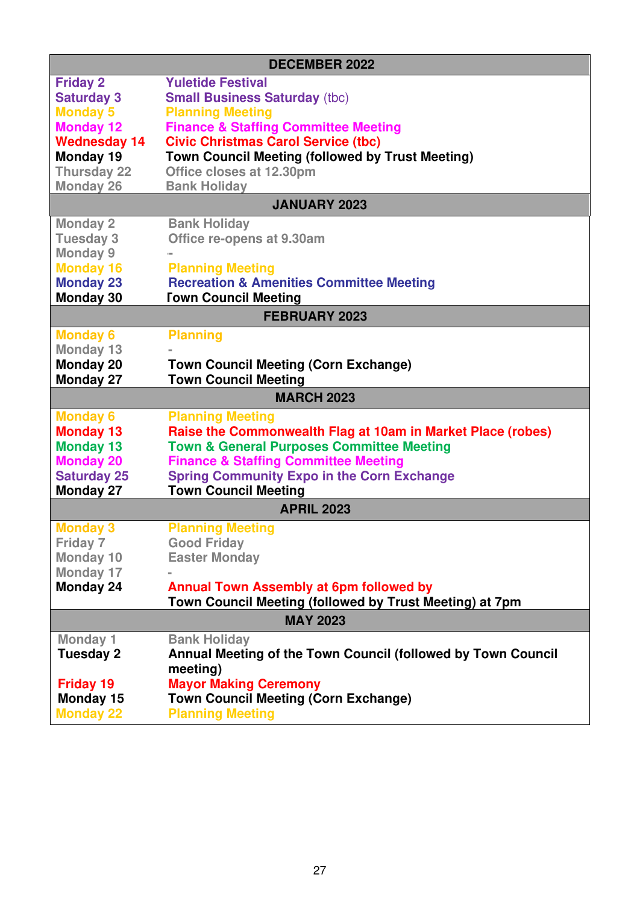| DECEMBER 2022 | |
|---|---|
| Friday 2 | Yuletide Festival |
| Saturday 3 | Small Business Saturday (tbc) |
| Monday 5 | Planning Meeting |
| Monday 12 | Finance & Staffing Committee Meeting |
| Wednesday 14 | Civic Christmas Carol Service (tbc) |
| Monday 19 | Town Council Meeting (followed by Trust Meeting) |
| Thursday 22 | Office closes at 12.30pm |
| Monday 26 | Bank Holiday |
| **JANUARY 2023** | |
| Monday 2 | Bank Holiday |
| Tuesday 3 | Office re-opens at 9.30am |
| Monday 9 | - |
| Monday 16 | Planning Meeting |
| Monday 23 | Recreation & Amenities Committee Meeting |
| Monday 30 | Town Council Meeting |
| **FEBRUARY 2023** | |
| Monday 6 | Planning |
| Monday 13 | - |
| Monday 20 | Town Council Meeting (Corn Exchange) |
| Monday 27 | Town Council Meeting |
| **MARCH 2023** | |
| Monday 6 | Planning Meeting |
| Monday 13 | Raise the Commonwealth Flag at 10am in Market Place (robes) |
| Monday 13 | Town & General Purposes Committee Meeting |
| Monday 20 | Finance & Staffing Committee Meeting |
| Saturday 25 | Spring Community Expo in the Corn Exchange |
| Monday 27 | Town Council Meeting |
| **APRIL 2023** | |
| Monday 3 | Planning Meeting |
| Friday 7 | Good Friday |
| Monday 10 | Easter Monday |
| Monday 17 | - |
| Monday 24 | Annual Town Assembly at 6pm followed by Town Council Meeting (followed by Trust Meeting) at 7pm |
| **MAY 2023** | |
| Monday 1 | Bank Holiday |
| Tuesday 2 | Annual Meeting of the Town Council (followed by Town Council meeting) |
| Friday 19 | Mayor Making Ceremony |
| Monday 15 | Town Council Meeting (Corn Exchange) |
| Monday 22 | Planning Meeting |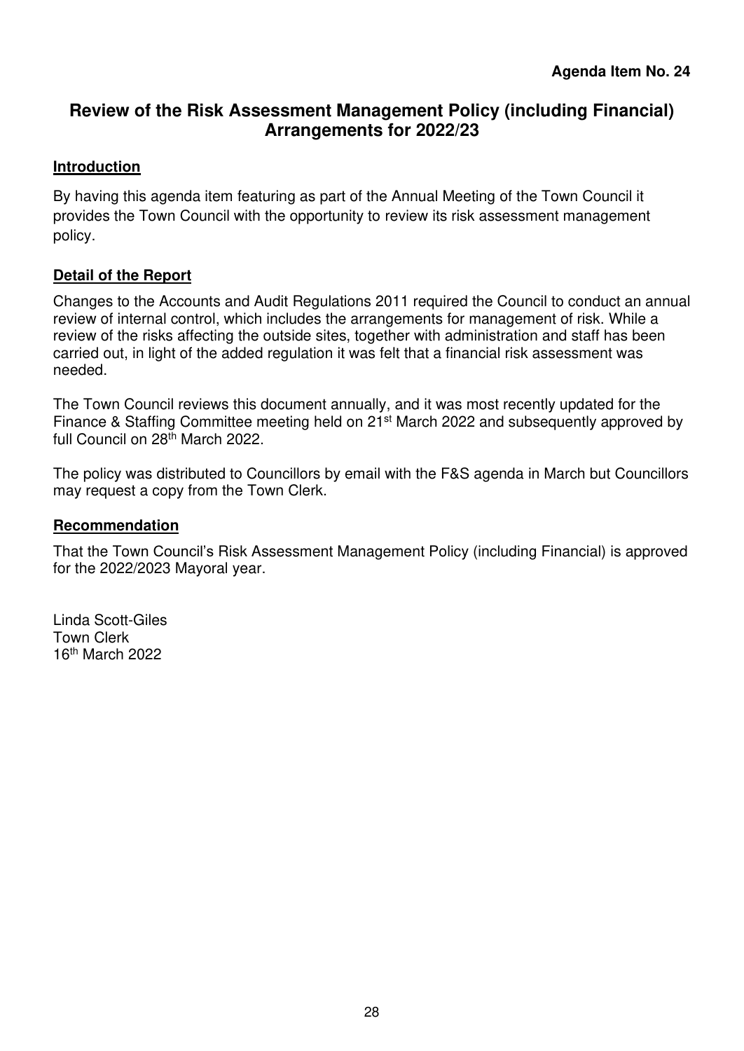**Agenda Item No. 24**

# Review of the Risk Assessment Management Policy (including Financial) Arrangements for 2022/23

## Introduction

By having this agenda item featuring as part of the Annual Meeting of the Town Council it provides the Town Council with the opportunity to review its risk assessment management policy.

## Detail of the Report

Changes to the Accounts and Audit Regulations 2011 required the Council to conduct an annual review of internal control, which includes the arrangements for management of risk. While a review of the risks affecting the outside sites, together with administration and staff has been carried out, in light of the added regulation it was felt that a financial risk assessment was needed.

The Town Council reviews this document annually, and it was most recently updated for the Finance & Staffing Committee meeting held on 21st March 2022 and subsequently approved by full Council on 28th March 2022.

The policy was distributed to Councillors by email with the F&S agenda in March but Councillors may request a copy from the Town Clerk.

## Recommendation

That the Town Council's Risk Assessment Management Policy (including Financial) is approved for the 2022/2023 Mayoral year.

Linda Scott-Giles
Town Clerk
16th March 2022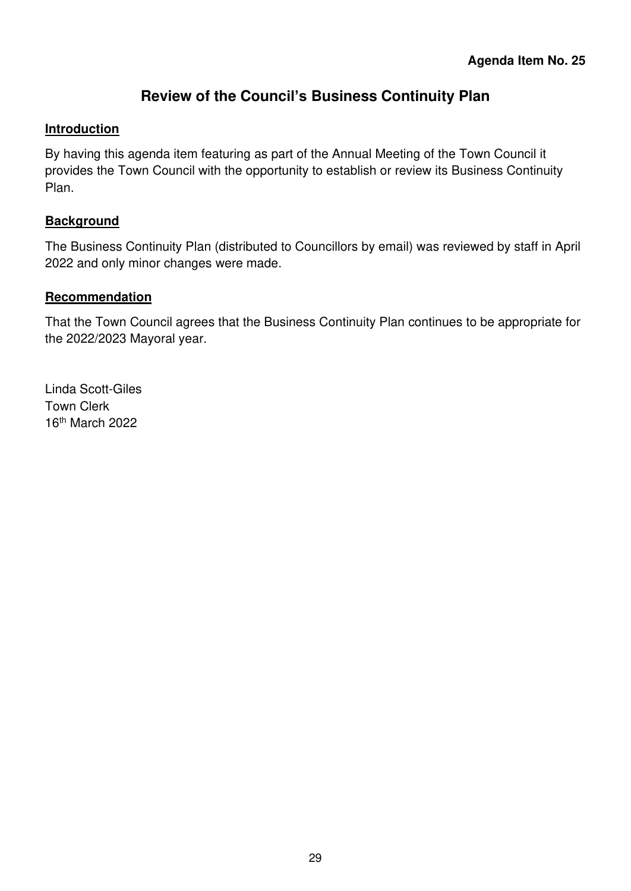**Agenda Item No. 25**

# Review of the Council's Business Continuity Plan

## Introduction

By having this agenda item featuring as part of the Annual Meeting of the Town Council it provides the Town Council with the opportunity to establish or review its Business Continuity Plan.

## Background

The Business Continuity Plan (distributed to Councillors by email) was reviewed by staff in April 2022 and only minor changes were made.

## Recommendation

That the Town Council agrees that the Business Continuity Plan continues to be appropriate for the 2022/2023 Mayoral year.

Linda Scott-Giles
Town Clerk
16th March 2022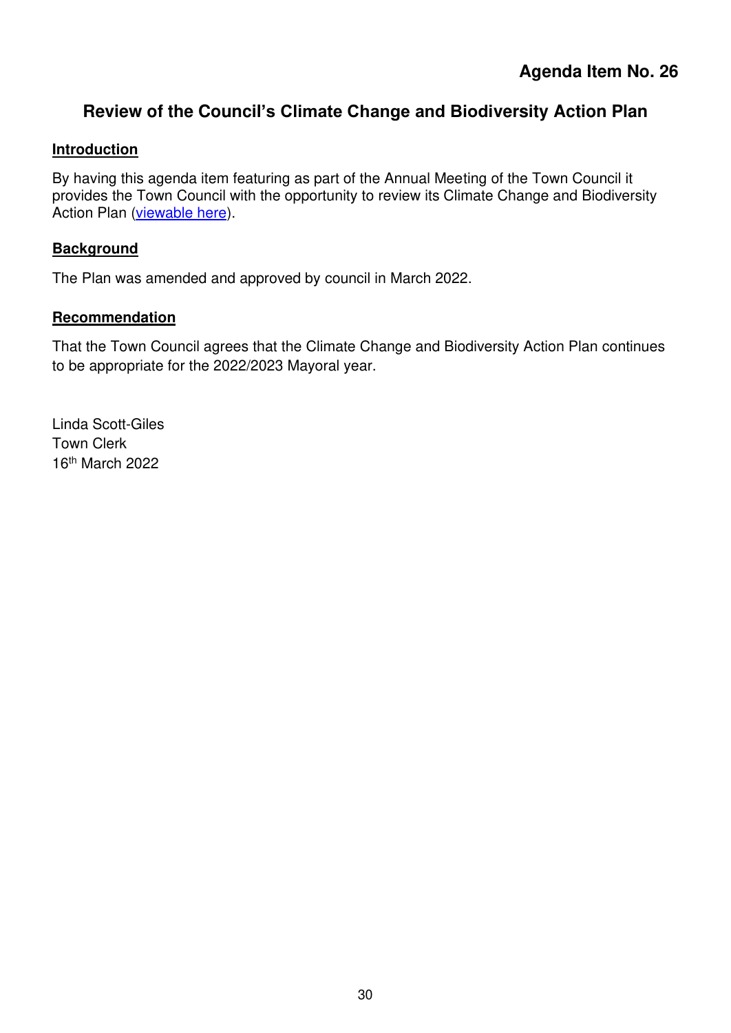**Agenda Item No. 26**

# Review of the Council's Climate Change and Biodiversity Action Plan

## Introduction

By having this agenda item featuring as part of the Annual Meeting of the Town Council it provides the Town Council with the opportunity to review its Climate Change and Biodiversity Action Plan (viewable here).

## Background

The Plan was amended and approved by council in March 2022.

## Recommendation

That the Town Council agrees that the Climate Change and Biodiversity Action Plan continues to be appropriate for the 2022/2023 Mayoral year.

Linda Scott-Giles
Town Clerk
16th March 2022